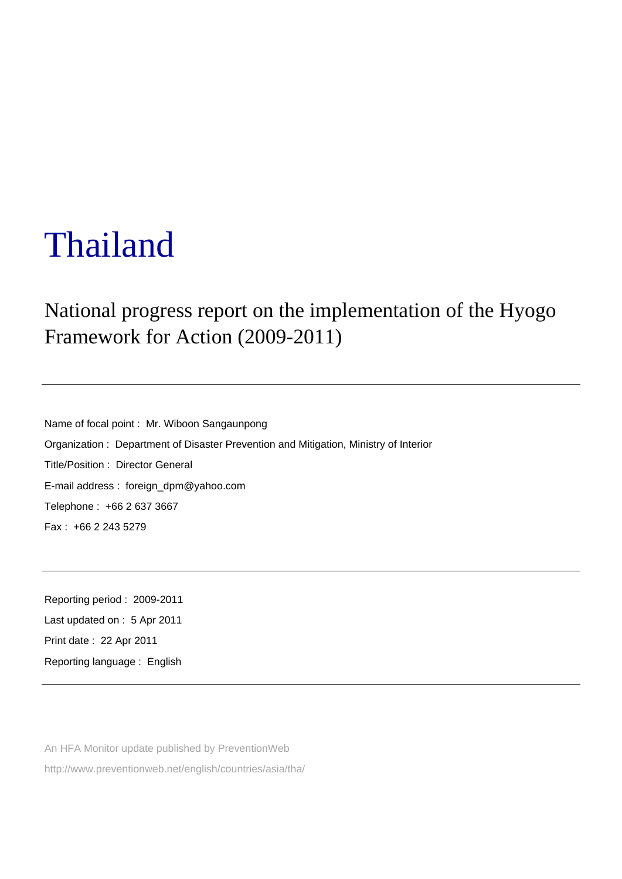# Thailand

## National progress report on the implementation of the Hyogo Framework for Action (2009-2011)

---

Name of focal point : Mr. Wiboon Sangaunpong

Organization : Department of Disaster Prevention and Mitigation, Ministry of Interior

Title/Position : Director General

E-mail address : foreign_dpm@yahoo.com

Telephone : +66 2 637 3667

Fax : +66 2 243 5279

---

Reporting period : 2009-2011

Last updated on : 5 Apr 2011

Print date : 22 Apr 2011

Reporting language : English

---

An HFA Monitor update published by PreventionWeb

http://www.preventionweb.net/english/countries/asia/tha/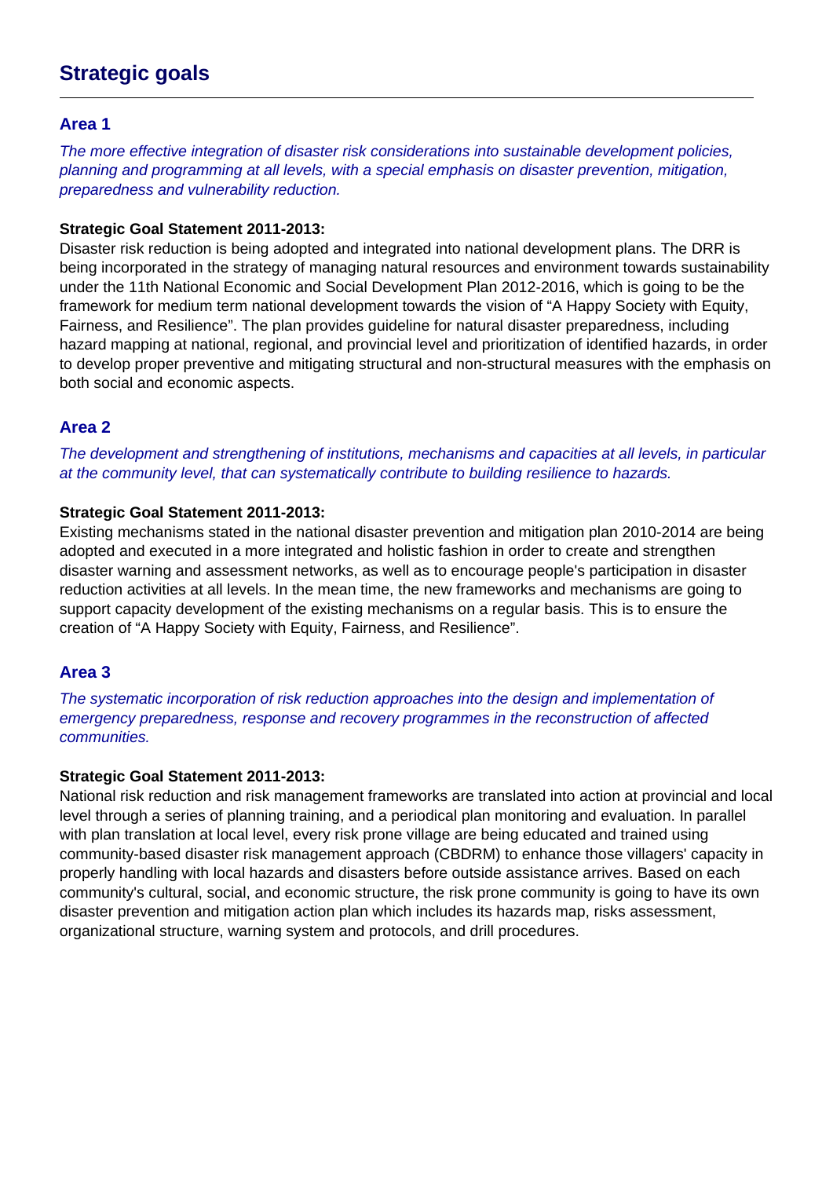## Strategic goals

### Area 1

*The more effective integration of disaster risk considerations into sustainable development policies, planning and programming at all levels, with a special emphasis on disaster prevention, mitigation, preparedness and vulnerability reduction.*

**Strategic Goal Statement 2011-2013:**

Disaster risk reduction is being adopted and integrated into national development plans. The DRR is being incorporated in the strategy of managing natural resources and environment towards sustainability under the 11th National Economic and Social Development Plan 2012-2016, which is going to be the framework for medium term national development towards the vision of "A Happy Society with Equity, Fairness, and Resilience". The plan provides guideline for natural disaster preparedness, including hazard mapping at national, regional, and provincial level and prioritization of identified hazards, in order to develop proper preventive and mitigating structural and non-structural measures with the emphasis on both social and economic aspects.

### Area 2

*The development and strengthening of institutions, mechanisms and capacities at all levels, in particular at the community level, that can systematically contribute to building resilience to hazards.*

**Strategic Goal Statement 2011-2013:**

Existing mechanisms stated in the national disaster prevention and mitigation plan 2010-2014 are being adopted and executed in a more integrated and holistic fashion in order to create and strengthen disaster warning and assessment networks, as well as to encourage people's participation in disaster reduction activities at all levels. In the mean time, the new frameworks and mechanisms are going to support capacity development of the existing mechanisms on a regular basis. This is to ensure the creation of "A Happy Society with Equity, Fairness, and Resilience".

### Area 3

*The systematic incorporation of risk reduction approaches into the design and implementation of emergency preparedness, response and recovery programmes in the reconstruction of affected communities.*

**Strategic Goal Statement 2011-2013:**

National risk reduction and risk management frameworks are translated into action at provincial and local level through a series of planning training, and a periodical plan monitoring and evaluation. In parallel with plan translation at local level, every risk prone village are being educated and trained using community-based disaster risk management approach (CBDRM) to enhance those villagers' capacity in properly handling with local hazards and disasters before outside assistance arrives. Based on each community's cultural, social, and economic structure, the risk prone community is going to have its own disaster prevention and mitigation action plan which includes its hazards map, risks assessment, organizational structure, warning system and protocols, and drill procedures.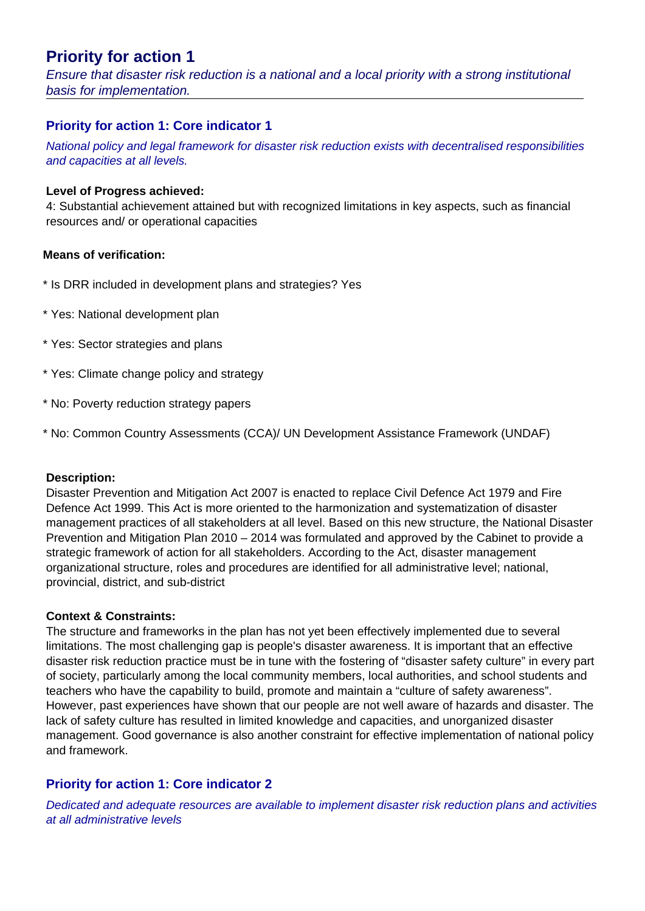## Priority for action 1

*Ensure that disaster risk reduction is a national and a local priority with a strong institutional basis for implementation.*

### Priority for action 1: Core indicator 1

*National policy and legal framework for disaster risk reduction exists with decentralised responsibilities and capacities at all levels.*

**Level of Progress achieved:**
4: Substantial achievement attained but with recognized limitations in key aspects, such as financial resources and/ or operational capacities

**Means of verification:**

* Is DRR included in development plans and strategies? Yes

* Yes: National development plan

* Yes: Sector strategies and plans

* Yes: Climate change policy and strategy

* No: Poverty reduction strategy papers

* No: Common Country Assessments (CCA)/ UN Development Assistance Framework (UNDAF)

**Description:**
Disaster Prevention and Mitigation Act 2007 is enacted to replace Civil Defence Act 1979 and Fire Defence Act 1999. This Act is more oriented to the harmonization and systematization of disaster management practices of all stakeholders at all level. Based on this new structure, the National Disaster Prevention and Mitigation Plan 2010 – 2014 was formulated and approved by the Cabinet to provide a strategic framework of action for all stakeholders. According to the Act, disaster management organizational structure, roles and procedures are identified for all administrative level; national, provincial, district, and sub-district

**Context & Constraints:**
The structure and frameworks in the plan has not yet been effectively implemented due to several limitations. The most challenging gap is people's disaster awareness. It is important that an effective disaster risk reduction practice must be in tune with the fostering of "disaster safety culture" in every part of society, particularly among the local community members, local authorities, and school students and teachers who have the capability to build, promote and maintain a "culture of safety awareness". However, past experiences have shown that our people are not well aware of hazards and disaster. The lack of safety culture has resulted in limited knowledge and capacities, and unorganized disaster management. Good governance is also another constraint for effective implementation of national policy and framework.

### Priority for action 1: Core indicator 2

*Dedicated and adequate resources are available to implement disaster risk reduction plans and activities at all administrative levels*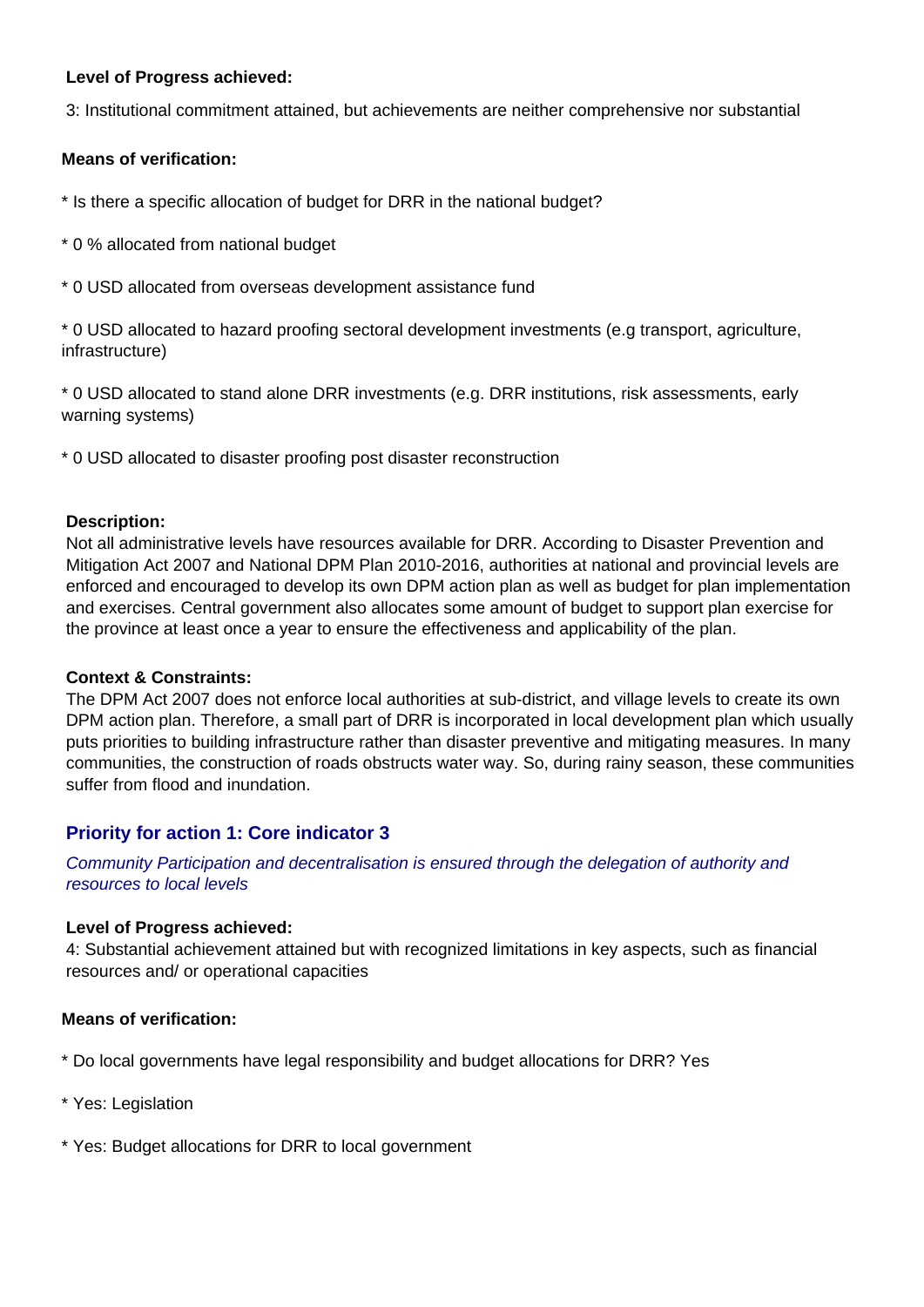**Level of Progress achieved:**

3: Institutional commitment attained, but achievements are neither comprehensive nor substantial

**Means of verification:**

* Is there a specific allocation of budget for DRR in the national budget?

* 0 % allocated from national budget

* 0 USD allocated from overseas development assistance fund

* 0 USD allocated to hazard proofing sectoral development investments (e.g transport, agriculture, infrastructure)

* 0 USD allocated to stand alone DRR investments (e.g. DRR institutions, risk assessments, early warning systems)

* 0 USD allocated to disaster proofing post disaster reconstruction

**Description:**

Not all administrative levels have resources available for DRR. According to Disaster Prevention and Mitigation Act 2007 and National DPM Plan 2010-2016, authorities at national and provincial levels are enforced and encouraged to develop its own DPM action plan as well as budget for plan implementation and exercises. Central government also allocates some amount of budget to support plan exercise for the province at least once a year to ensure the effectiveness and applicability of the plan.

**Context & Constraints:**

The DPM Act 2007 does not enforce local authorities at sub-district, and village levels to create its own DPM action plan. Therefore, a small part of DRR is incorporated in local development plan which usually puts priorities to building infrastructure rather than disaster preventive and mitigating measures. In many communities, the construction of roads obstructs water way. So, during rainy season, these communities suffer from flood and inundation.

## Priority for action 1: Core indicator 3

*Community Participation and decentralisation is ensured through the delegation of authority and resources to local levels*

**Level of Progress achieved:**

4: Substantial achievement attained but with recognized limitations in key aspects, such as financial resources and/ or operational capacities

**Means of verification:**

* Do local governments have legal responsibility and budget allocations for DRR? Yes

* Yes: Legislation

* Yes: Budget allocations for DRR to local government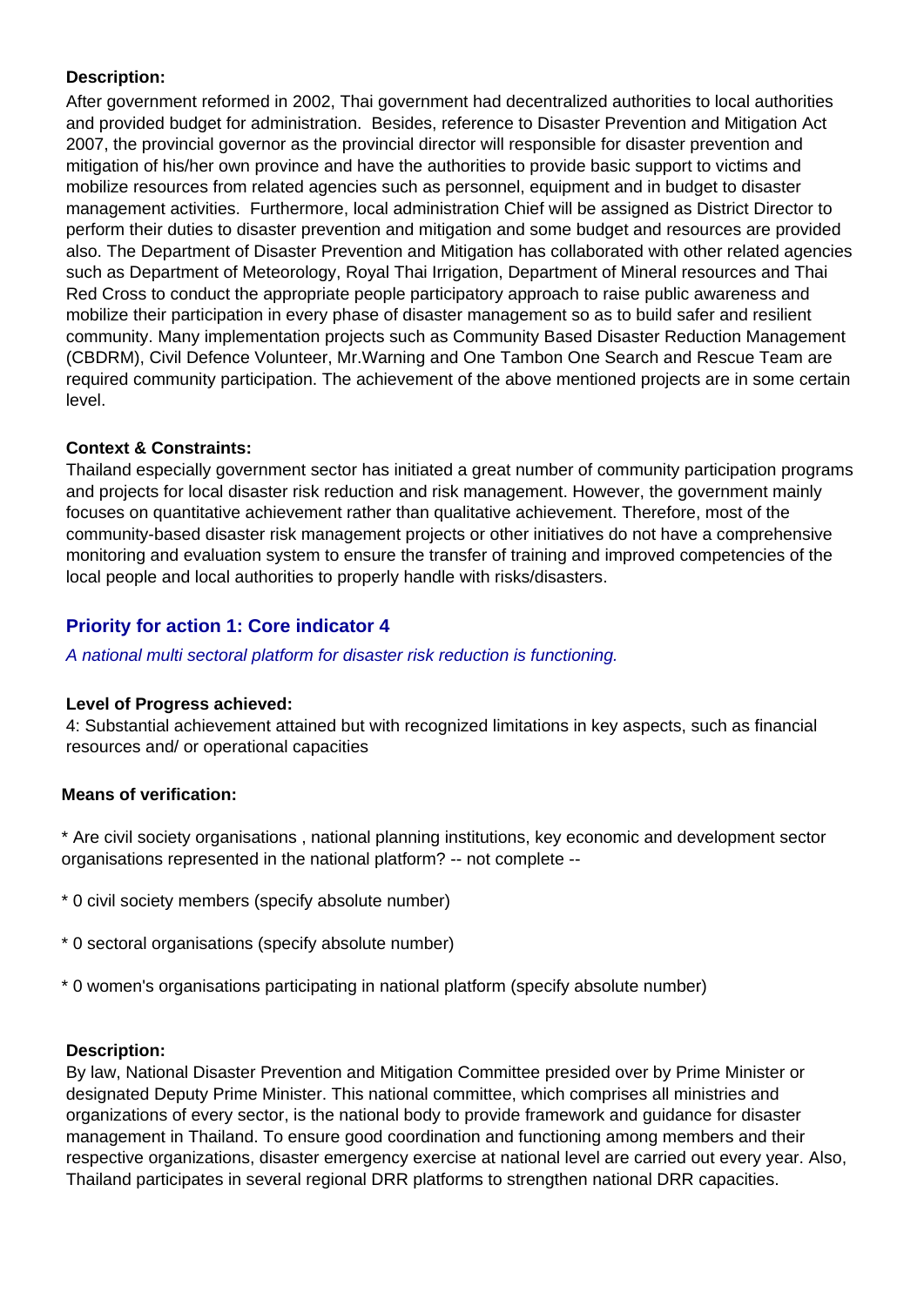**Description:**

After government reformed in 2002, Thai government had decentralized authorities to local authorities and provided budget for administration. Besides, reference to Disaster Prevention and Mitigation Act 2007, the provincial governor as the provincial director will responsible for disaster prevention and mitigation of his/her own province and have the authorities to provide basic support to victims and mobilize resources from related agencies such as personnel, equipment and in budget to disaster management activities. Furthermore, local administration Chief will be assigned as District Director to perform their duties to disaster prevention and mitigation and some budget and resources are provided also. The Department of Disaster Prevention and Mitigation has collaborated with other related agencies such as Department of Meteorology, Royal Thai Irrigation, Department of Mineral resources and Thai Red Cross to conduct the appropriate people participatory approach to raise public awareness and mobilize their participation in every phase of disaster management so as to build safer and resilient community. Many implementation projects such as Community Based Disaster Reduction Management (CBDRM), Civil Defence Volunteer, Mr.Warning and One Tambon One Search and Rescue Team are required community participation. The achievement of the above mentioned projects are in some certain level.

**Context & Constraints:**

Thailand especially government sector has initiated a great number of community participation programs and projects for local disaster risk reduction and risk management. However, the government mainly focuses on quantitative achievement rather than qualitative achievement. Therefore, most of the community-based disaster risk management projects or other initiatives do not have a comprehensive monitoring and evaluation system to ensure the transfer of training and improved competencies of the local people and local authorities to properly handle with risks/disasters.

## Priority for action 1: Core indicator 4

*A national multi sectoral platform for disaster risk reduction is functioning.*

**Level of Progress achieved:**

4: Substantial achievement attained but with recognized limitations in key aspects, such as financial resources and/ or operational capacities

**Means of verification:**

* Are civil society organisations , national planning institutions, key economic and development sector organisations represented in the national platform? -- not complete --

* 0 civil society members (specify absolute number)

* 0 sectoral organisations (specify absolute number)

* 0 women's organisations participating in national platform (specify absolute number)

**Description:**

By law, National Disaster Prevention and Mitigation Committee presided over by Prime Minister or designated Deputy Prime Minister. This national committee, which comprises all ministries and organizations of every sector, is the national body to provide framework and guidance for disaster management in Thailand. To ensure good coordination and functioning among members and their respective organizations, disaster emergency exercise at national level are carried out every year. Also, Thailand participates in several regional DRR platforms to strengthen national DRR capacities.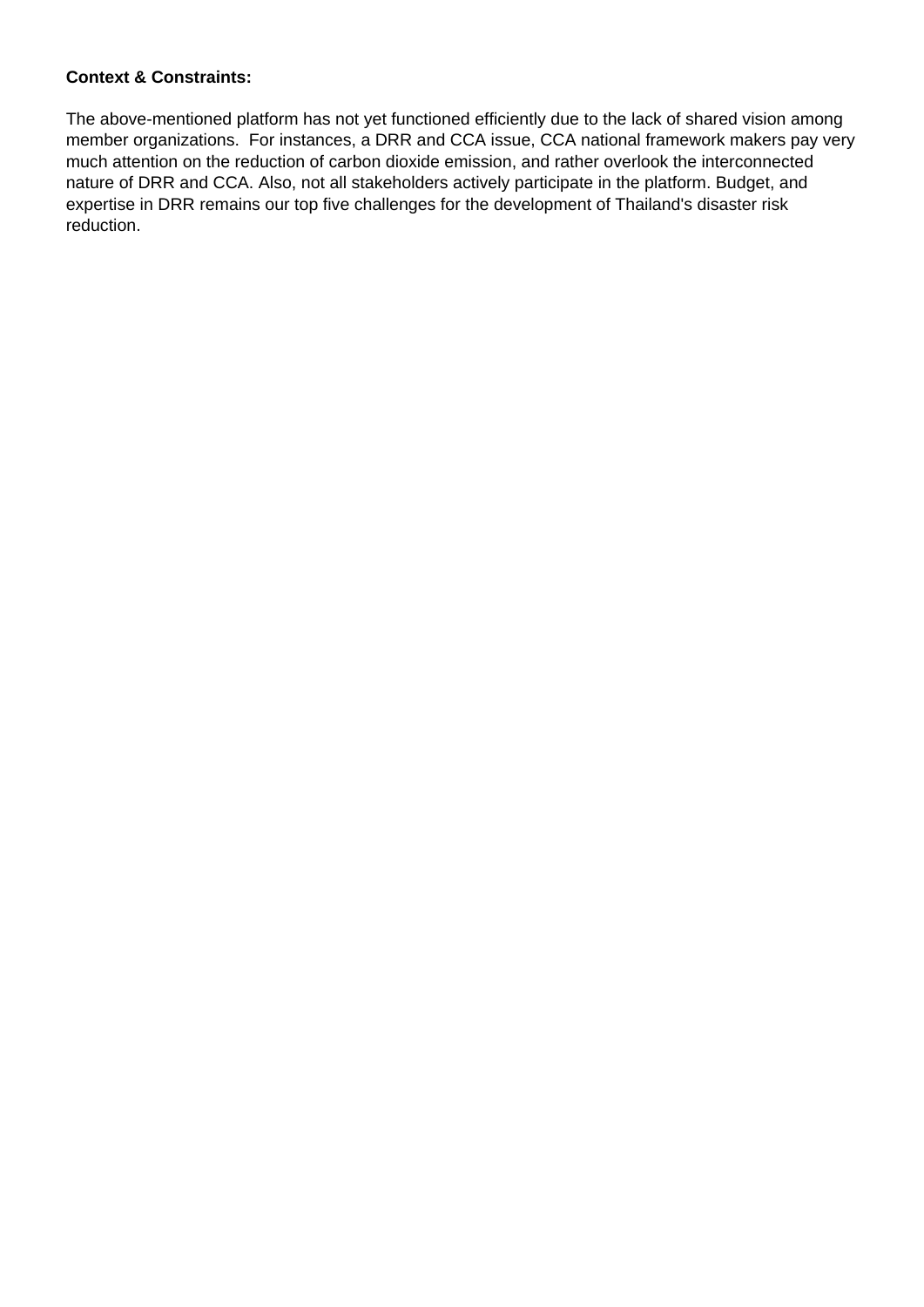**Context & Constraints:**

The above-mentioned platform has not yet functioned efficiently due to the lack of shared vision among member organizations. For instances, a DRR and CCA issue, CCA national framework makers pay very much attention on the reduction of carbon dioxide emission, and rather overlook the interconnected nature of DRR and CCA. Also, not all stakeholders actively participate in the platform. Budget, and expertise in DRR remains our top five challenges for the development of Thailand's disaster risk reduction.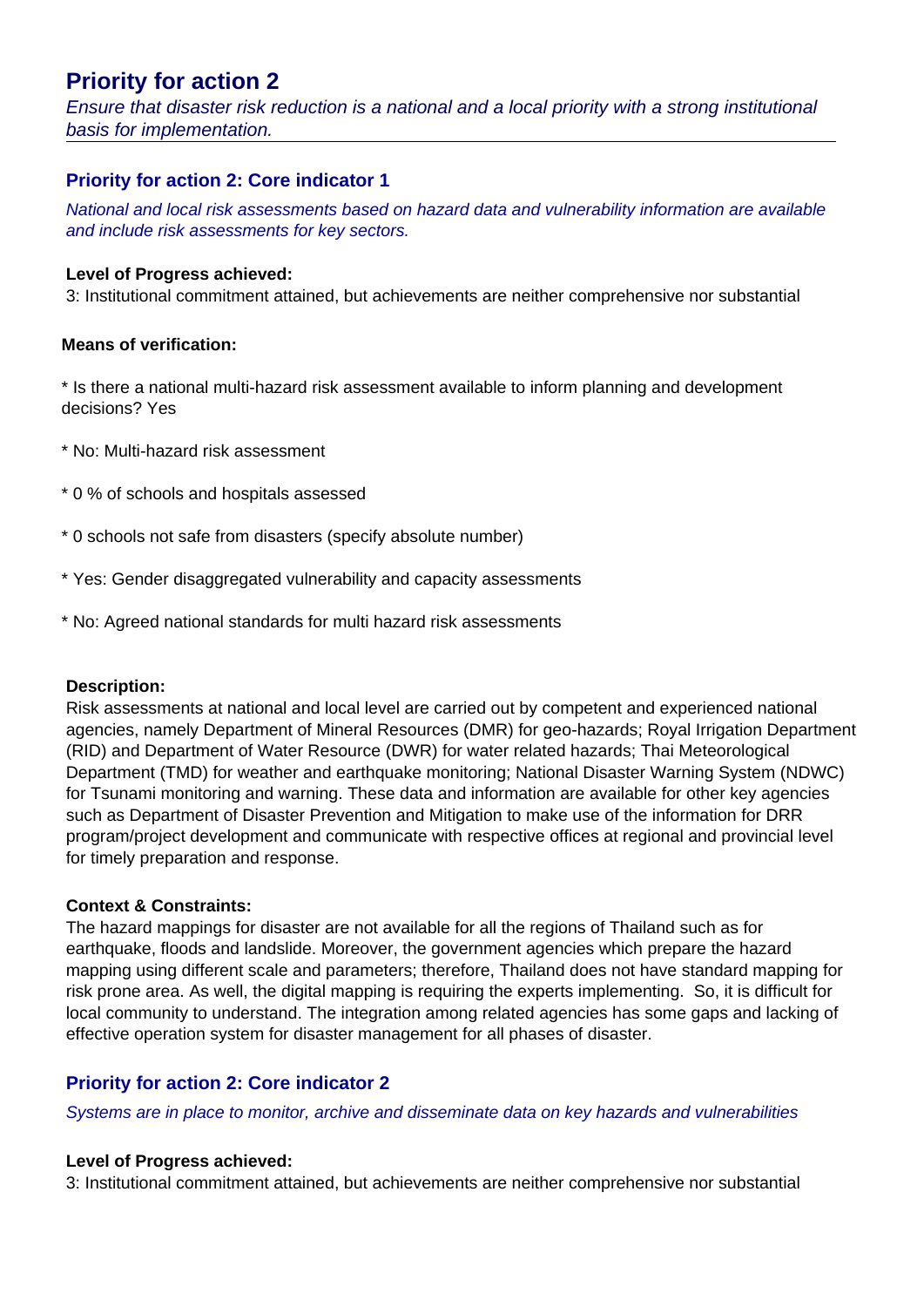# Priority for action 2

*Ensure that disaster risk reduction is a national and a local priority with a strong institutional basis for implementation.*

## Priority for action 2: Core indicator 1

*National and local risk assessments based on hazard data and vulnerability information are available and include risk assessments for key sectors.*

**Level of Progress achieved:**
3: Institutional commitment attained, but achievements are neither comprehensive nor substantial

**Means of verification:**

* Is there a national multi-hazard risk assessment available to inform planning and development decisions? Yes

* No: Multi-hazard risk assessment

* 0 % of schools and hospitals assessed

* 0 schools not safe from disasters (specify absolute number)

* Yes: Gender disaggregated vulnerability and capacity assessments

* No: Agreed national standards for multi hazard risk assessments

**Description:**
Risk assessments at national and local level are carried out by competent and experienced national agencies, namely Department of Mineral Resources (DMR) for geo-hazards; Royal Irrigation Department (RID) and Department of Water Resource (DWR) for water related hazards; Thai Meteorological Department (TMD) for weather and earthquake monitoring; National Disaster Warning System (NDWC) for Tsunami monitoring and warning. These data and information are available for other key agencies such as Department of Disaster Prevention and Mitigation to make use of the information for DRR program/project development and communicate with respective offices at regional and provincial level for timely preparation and response.

**Context & Constraints:**
The hazard mappings for disaster are not available for all the regions of Thailand such as for earthquake, floods and landslide. Moreover, the government agencies which prepare the hazard mapping using different scale and parameters; therefore, Thailand does not have standard mapping for risk prone area. As well, the digital mapping is requiring the experts implementing. So, it is difficult for local community to understand. The integration among related agencies has some gaps and lacking of effective operation system for disaster management for all phases of disaster.

## Priority for action 2: Core indicator 2

*Systems are in place to monitor, archive and disseminate data on key hazards and vulnerabilities*

**Level of Progress achieved:**
3: Institutional commitment attained, but achievements are neither comprehensive nor substantial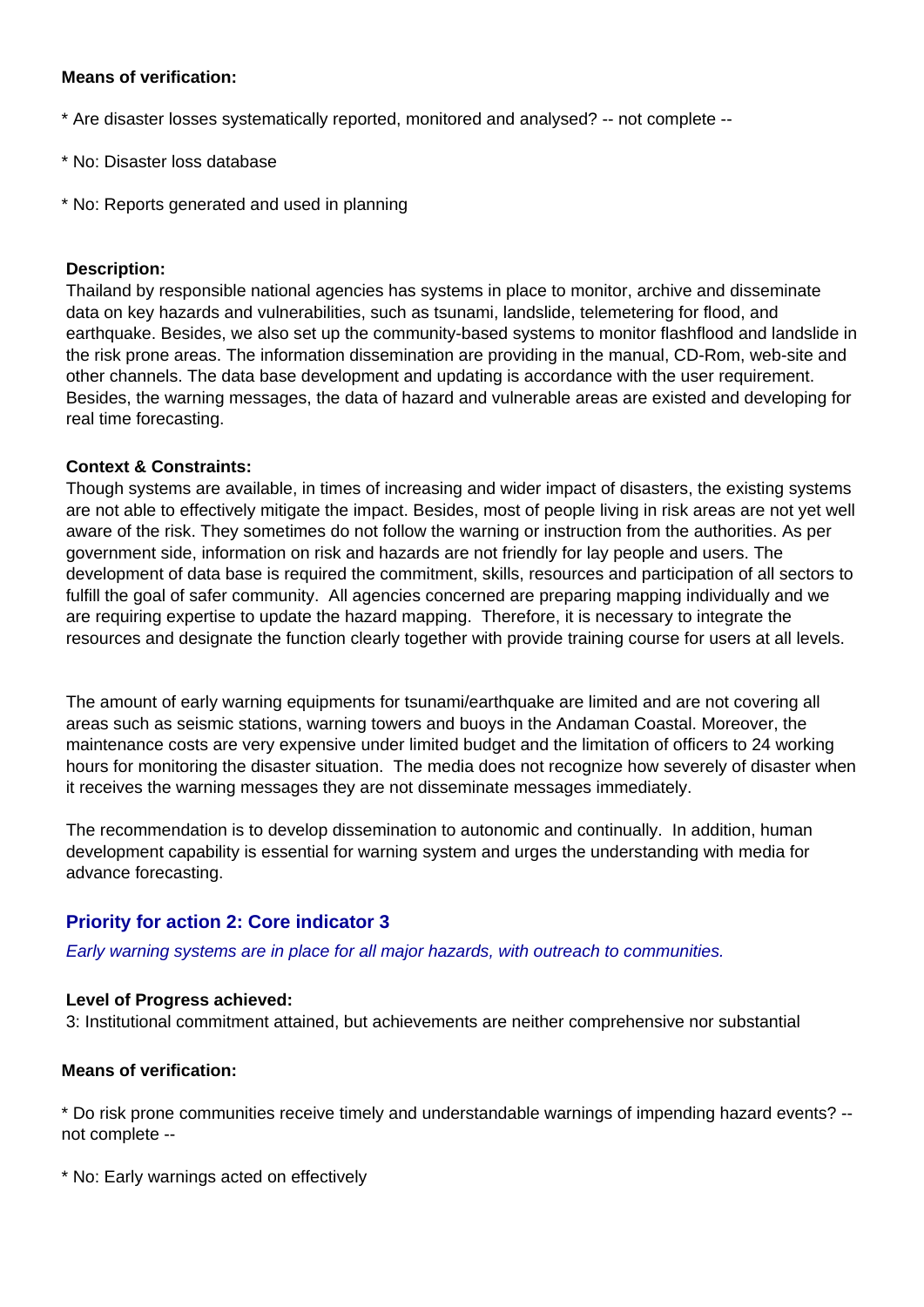**Means of verification:**

* Are disaster losses systematically reported, monitored and analysed? -- not complete --

* No: Disaster loss database

* No: Reports generated and used in planning

**Description:**

Thailand by responsible national agencies has systems in place to monitor, archive and disseminate data on key hazards and vulnerabilities, such as tsunami, landslide, telemetering for flood, and earthquake. Besides, we also set up the community-based systems to monitor flashflood and landslide in the risk prone areas. The information dissemination are providing in the manual, CD-Rom, web-site and other channels. The data base development and updating is accordance with the user requirement. Besides, the warning messages, the data of hazard and vulnerable areas are existed and developing for real time forecasting.

**Context & Constraints:**

Though systems are available, in times of increasing and wider impact of disasters, the existing systems are not able to effectively mitigate the impact. Besides, most of people living in risk areas are not yet well aware of the risk. They sometimes do not follow the warning or instruction from the authorities. As per government side, information on risk and hazards are not friendly for lay people and users. The development of data base is required the commitment, skills, resources and participation of all sectors to fulfill the goal of safer community. All agencies concerned are preparing mapping individually and we are requiring expertise to update the hazard mapping. Therefore, it is necessary to integrate the resources and designate the function clearly together with provide training course for users at all levels.

The amount of early warning equipments for tsunami/earthquake are limited and are not covering all areas such as seismic stations, warning towers and buoys in the Andaman Coastal. Moreover, the maintenance costs are very expensive under limited budget and the limitation of officers to 24 working hours for monitoring the disaster situation. The media does not recognize how severely of disaster when it receives the warning messages they are not disseminate messages immediately.

The recommendation is to develop dissemination to autonomic and continually. In addition, human development capability is essential for warning system and urges the understanding with media for advance forecasting.

## Priority for action 2: Core indicator 3

*Early warning systems are in place for all major hazards, with outreach to communities.*

**Level of Progress achieved:**

3: Institutional commitment attained, but achievements are neither comprehensive nor substantial

**Means of verification:**

* Do risk prone communities receive timely and understandable warnings of impending hazard events? -- not complete --

* No: Early warnings acted on effectively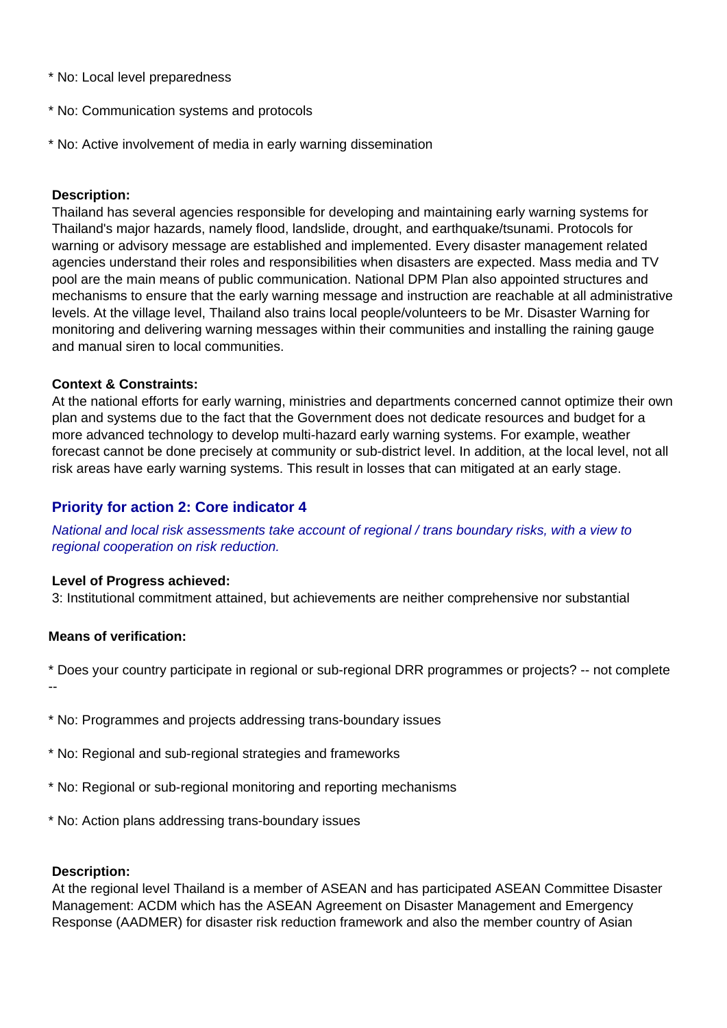* No: Local level preparedness

* No: Communication systems and protocols

* No: Active involvement of media in early warning dissemination

**Description:**
Thailand has several agencies responsible for developing and maintaining early warning systems for Thailand's major hazards, namely flood, landslide, drought, and earthquake/tsunami. Protocols for warning or advisory message are established and implemented. Every disaster management related agencies understand their roles and responsibilities when disasters are expected. Mass media and TV pool are the main means of public communication. National DPM Plan also appointed structures and mechanisms to ensure that the early warning message and instruction are reachable at all administrative levels. At the village level, Thailand also trains local people/volunteers to be Mr. Disaster Warning for monitoring and delivering warning messages within their communities and installing the raining gauge and manual siren to local communities.

**Context & Constraints:**
At the national efforts for early warning, ministries and departments concerned cannot optimize their own plan and systems due to the fact that the Government does not dedicate resources and budget for a more advanced technology to develop multi-hazard early warning systems. For example, weather forecast cannot be done precisely at community or sub-district level. In addition, at the local level, not all risk areas have early warning systems. This result in losses that can mitigated at an early stage.

## Priority for action 2: Core indicator 4

*National and local risk assessments take account of regional / trans boundary risks, with a view to regional cooperation on risk reduction.*

**Level of Progress achieved:**
3: Institutional commitment attained, but achievements are neither comprehensive nor substantial

**Means of verification:**

* Does your country participate in regional or sub-regional DRR programmes or projects? -- not complete --

* No: Programmes and projects addressing trans-boundary issues

* No: Regional and sub-regional strategies and frameworks

* No: Regional or sub-regional monitoring and reporting mechanisms

* No: Action plans addressing trans-boundary issues

**Description:**
At the regional level Thailand is a member of ASEAN and has participated ASEAN Committee Disaster Management: ACDM which has the ASEAN Agreement on Disaster Management and Emergency Response (AADMER) for disaster risk reduction framework and also the member country of Asian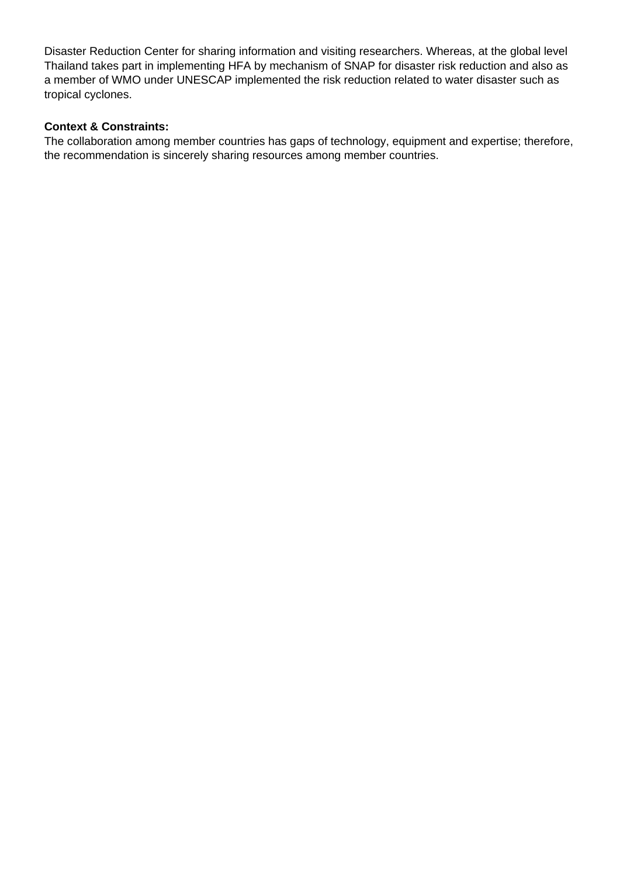Disaster Reduction Center for sharing information and visiting researchers. Whereas, at the global level Thailand takes part in implementing HFA by mechanism of SNAP for disaster risk reduction and also as a member of WMO under UNESCAP implemented the risk reduction related to water disaster such as tropical cyclones.

**Context & Constraints:**

The collaboration among member countries has gaps of technology, equipment and expertise; therefore, the recommendation is sincerely sharing resources among member countries.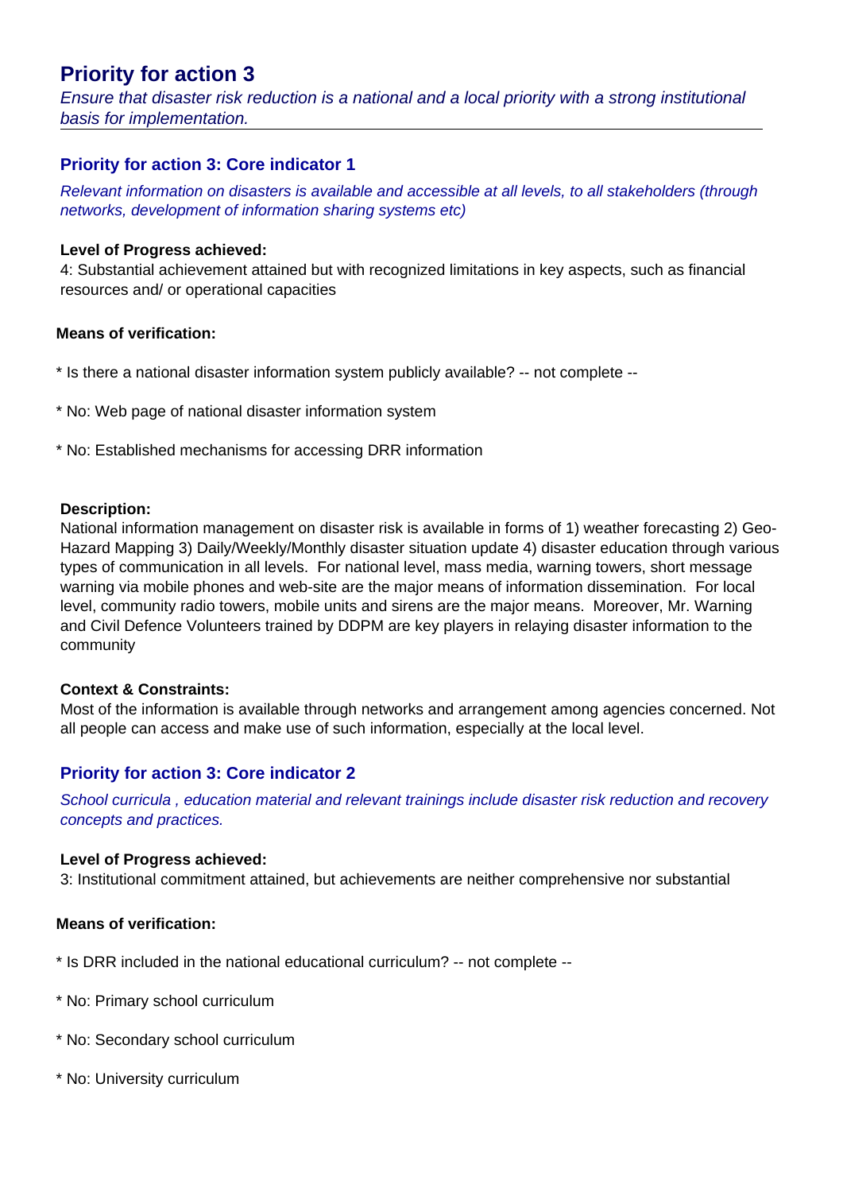## Priority for action 3

*Ensure that disaster risk reduction is a national and a local priority with a strong institutional basis for implementation.*

### Priority for action 3: Core indicator 1

*Relevant information on disasters is available and accessible at all levels, to all stakeholders (through networks, development of information sharing systems etc)*

**Level of Progress achieved:**
4: Substantial achievement attained but with recognized limitations in key aspects, such as financial resources and/ or operational capacities

**Means of verification:**

* Is there a national disaster information system publicly available? -- not complete --

* No: Web page of national disaster information system

* No: Established mechanisms for accessing DRR information

**Description:**
National information management on disaster risk is available in forms of 1) weather forecasting 2) Geo-Hazard Mapping 3) Daily/Weekly/Monthly disaster situation update 4) disaster education through various types of communication in all levels. For national level, mass media, warning towers, short message warning via mobile phones and web-site are the major means of information dissemination. For local level, community radio towers, mobile units and sirens are the major means. Moreover, Mr. Warning and Civil Defence Volunteers trained by DDPM are key players in relaying disaster information to the community

**Context & Constraints:**
Most of the information is available through networks and arrangement among agencies concerned. Not all people can access and make use of such information, especially at the local level.

### Priority for action 3: Core indicator 2

*School curricula , education material and relevant trainings include disaster risk reduction and recovery concepts and practices.*

**Level of Progress achieved:**
3: Institutional commitment attained, but achievements are neither comprehensive nor substantial

**Means of verification:**

* Is DRR included in the national educational curriculum? -- not complete --

* No: Primary school curriculum

* No: Secondary school curriculum

* No: University curriculum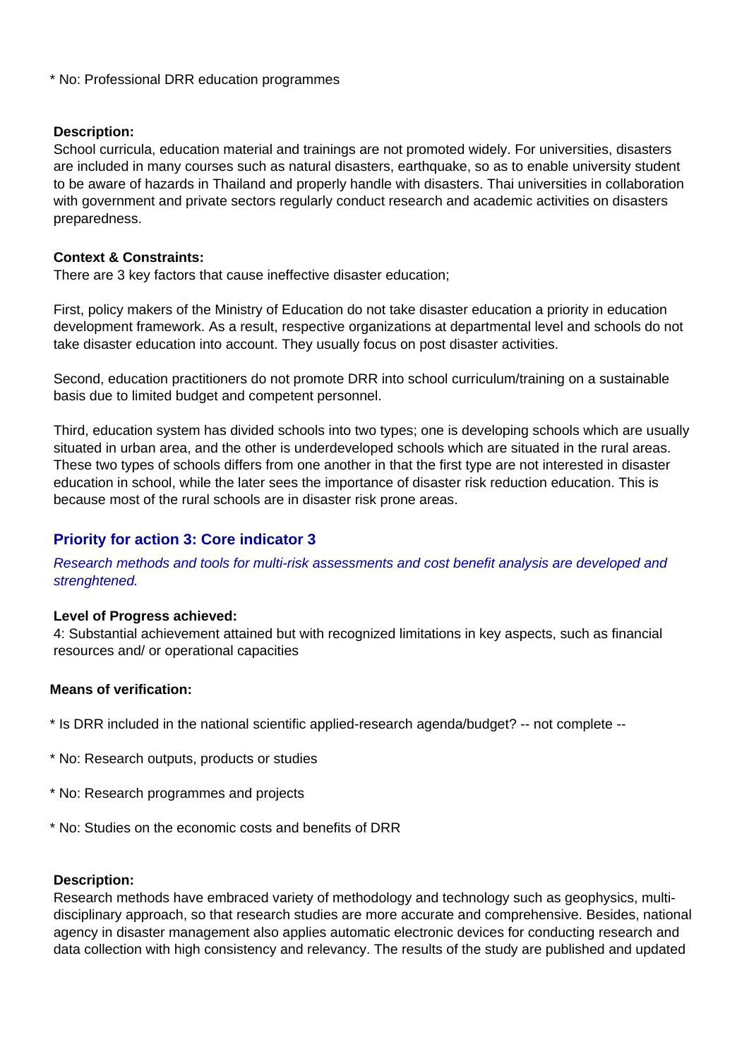* No: Professional DRR education programmes

**Description:**
School curricula, education material and trainings are not promoted widely. For universities, disasters are included in many courses such as natural disasters, earthquake, so as to enable university student to be aware of hazards in Thailand and properly handle with disasters. Thai universities in collaboration with government and private sectors regularly conduct research and academic activities on disasters preparedness.

**Context & Constraints:**
There are 3 key factors that cause ineffective disaster education;

First, policy makers of the Ministry of Education do not take disaster education a priority in education development framework. As a result, respective organizations at departmental level and schools do not take disaster education into account. They usually focus on post disaster activities.

Second, education practitioners do not promote DRR into school curriculum/training on a sustainable basis due to limited budget and competent personnel.

Third, education system has divided schools into two types; one is developing schools which are usually situated in urban area, and the other is underdeveloped schools which are situated in the rural areas. These two types of schools differs from one another in that the first type are not interested in disaster education in school, while the later sees the importance of disaster risk reduction education. This is because most of the rural schools are in disaster risk prone areas.

### Priority for action 3: Core indicator 3

*Research methods and tools for multi-risk assessments and cost benefit analysis are developed and strenghtened.*

**Level of Progress achieved:**
4: Substantial achievement attained but with recognized limitations in key aspects, such as financial resources and/ or operational capacities

**Means of verification:**

* Is DRR included in the national scientific applied-research agenda/budget? -- not complete --

* No: Research outputs, products or studies

* No: Research programmes and projects

* No: Studies on the economic costs and benefits of DRR

**Description:**
Research methods have embraced variety of methodology and technology such as geophysics, multi-disciplinary approach, so that research studies are more accurate and comprehensive. Besides, national agency in disaster management also applies automatic electronic devices for conducting research and data collection with high consistency and relevancy. The results of the study are published and updated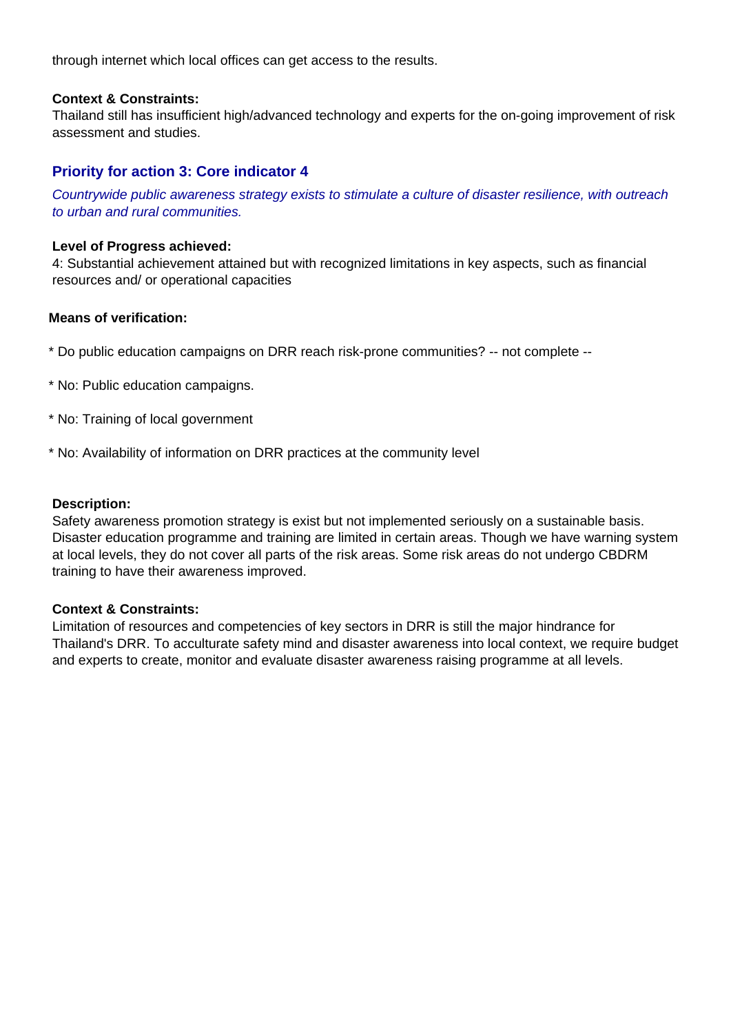through internet which local offices can get access to the results.

**Context & Constraints:**

Thailand still has insufficient high/advanced technology and experts for the on-going improvement of risk assessment and studies.

### Priority for action 3: Core indicator 4

*Countrywide public awareness strategy exists to stimulate a culture of disaster resilience, with outreach to urban and rural communities.*

**Level of Progress achieved:**

4: Substantial achievement attained but with recognized limitations in key aspects, such as financial resources and/ or operational capacities

**Means of verification:**

* Do public education campaigns on DRR reach risk-prone communities? -- not complete --

* No: Public education campaigns.

* No: Training of local government

* No: Availability of information on DRR practices at the community level

**Description:**

Safety awareness promotion strategy is exist but not implemented seriously on a sustainable basis. Disaster education programme and training are limited in certain areas. Though we have warning system at local levels, they do not cover all parts of the risk areas. Some risk areas do not undergo CBDRM training to have their awareness improved.

**Context & Constraints:**

Limitation of resources and competencies of key sectors in DRR is still the major hindrance for Thailand's DRR. To acculturate safety mind and disaster awareness into local context, we require budget and experts to create, monitor and evaluate disaster awareness raising programme at all levels.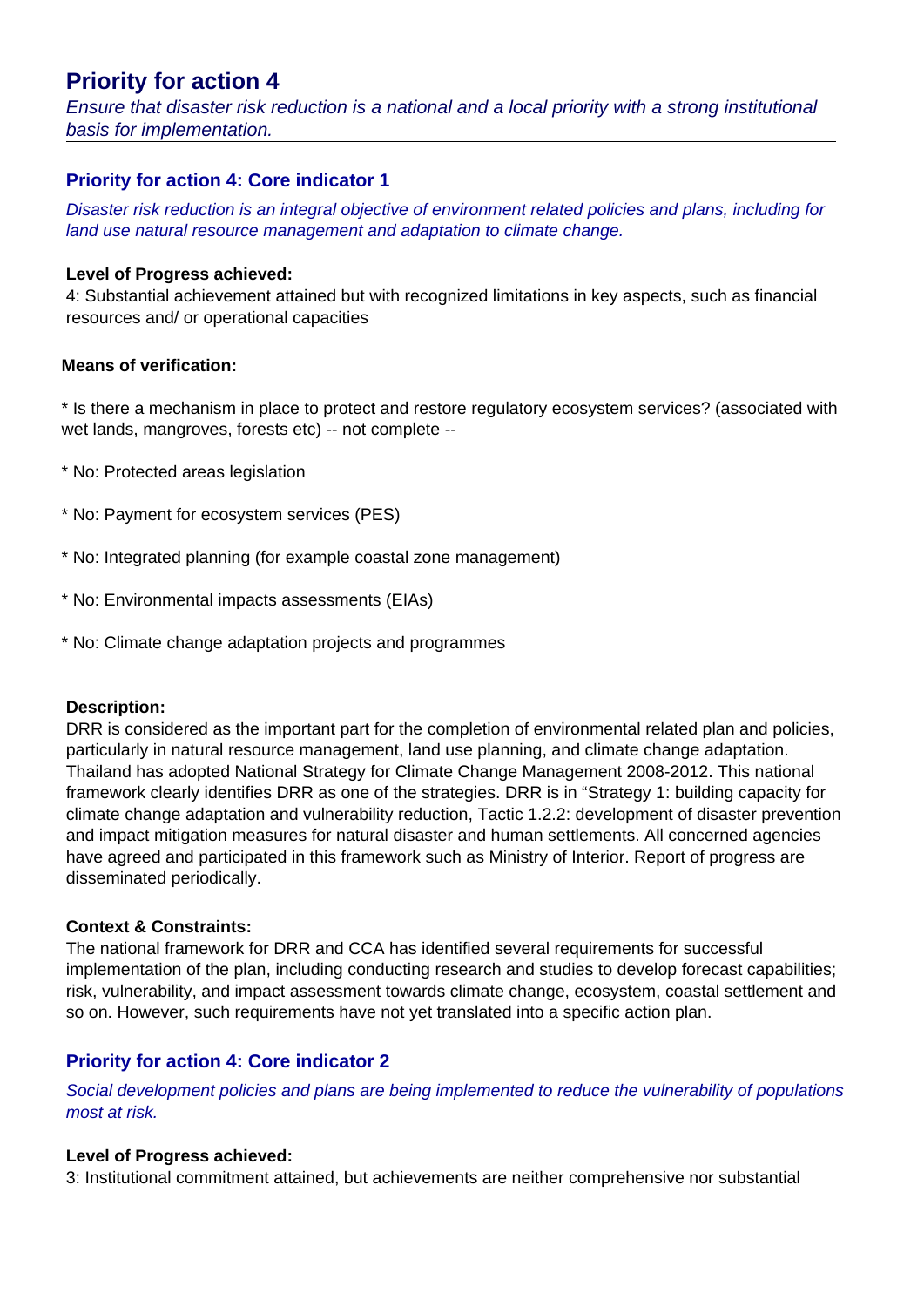# Priority for action 4

*Ensure that disaster risk reduction is a national and a local priority with a strong institutional basis for implementation.*

## Priority for action 4: Core indicator 1

*Disaster risk reduction is an integral objective of environment related policies and plans, including for land use natural resource management and adaptation to climate change.*

**Level of Progress achieved:**
4: Substantial achievement attained but with recognized limitations in key aspects, such as financial resources and/ or operational capacities

**Means of verification:**

* Is there a mechanism in place to protect and restore regulatory ecosystem services? (associated with wet lands, mangroves, forests etc) -- not complete --

* No: Protected areas legislation

* No: Payment for ecosystem services (PES)

* No: Integrated planning (for example coastal zone management)

* No: Environmental impacts assessments (EIAs)

* No: Climate change adaptation projects and programmes

**Description:**
DRR is considered as the important part for the completion of environmental related plan and policies, particularly in natural resource management, land use planning, and climate change adaptation. Thailand has adopted National Strategy for Climate Change Management 2008-2012. This national framework clearly identifies DRR as one of the strategies. DRR is in "Strategy 1: building capacity for climate change adaptation and vulnerability reduction, Tactic 1.2.2: development of disaster prevention and impact mitigation measures for natural disaster and human settlements. All concerned agencies have agreed and participated in this framework such as Ministry of Interior. Report of progress are disseminated periodically.

**Context & Constraints:**
The national framework for DRR and CCA has identified several requirements for successful implementation of the plan, including conducting research and studies to develop forecast capabilities; risk, vulnerability, and impact assessment towards climate change, ecosystem, coastal settlement and so on. However, such requirements have not yet translated into a specific action plan.

## Priority for action 4: Core indicator 2

*Social development policies and plans are being implemented to reduce the vulnerability of populations most at risk.*

**Level of Progress achieved:**
3: Institutional commitment attained, but achievements are neither comprehensive nor substantial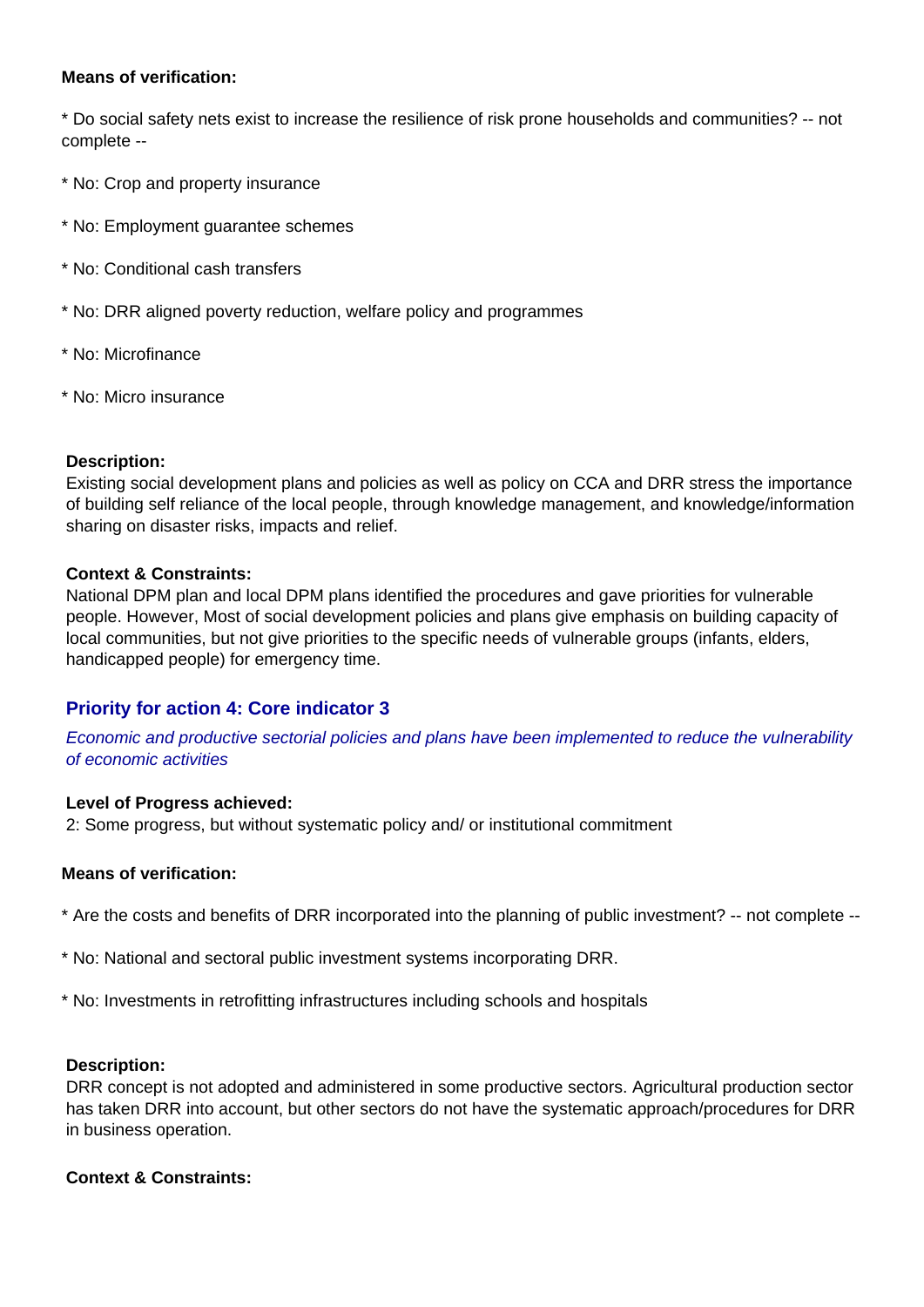**Means of verification:**

* Do social safety nets exist to increase the resilience of risk prone households and communities? -- not complete --

* No: Crop and property insurance

* No: Employment guarantee schemes

* No: Conditional cash transfers

* No: DRR aligned poverty reduction, welfare policy and programmes

* No: Microfinance

* No: Micro insurance

**Description:**
Existing social development plans and policies as well as policy on CCA and DRR stress the importance of building self reliance of the local people, through knowledge management, and knowledge/information sharing on disaster risks, impacts and relief.

**Context & Constraints:**
National DPM plan and local DPM plans identified the procedures and gave priorities for vulnerable people. However, Most of social development policies and plans give emphasis on building capacity of local communities, but not give priorities to the specific needs of vulnerable groups (infants, elders, handicapped people) for emergency time.

### Priority for action 4: Core indicator 3

*Economic and productive sectorial policies and plans have been implemented to reduce the vulnerability of economic activities*

**Level of Progress achieved:**
2: Some progress, but without systematic policy and/ or institutional commitment

**Means of verification:**

* Are the costs and benefits of DRR incorporated into the planning of public investment? -- not complete --

* No: National and sectoral public investment systems incorporating DRR.

* No: Investments in retrofitting infrastructures including schools and hospitals

**Description:**
DRR concept is not adopted and administered in some productive sectors. Agricultural production sector has taken DRR into account, but other sectors do not have the systematic approach/procedures for DRR in business operation.

**Context & Constraints:**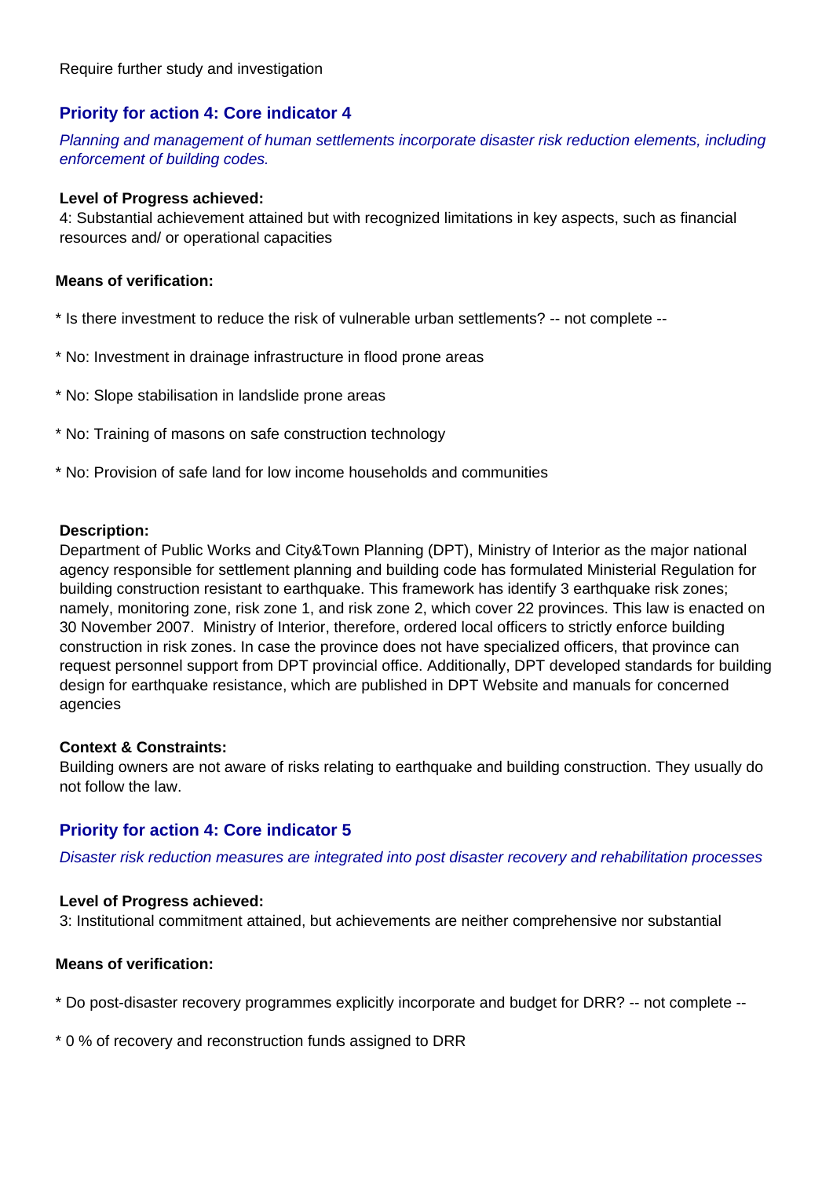Require further study and investigation

## Priority for action 4: Core indicator 4

*Planning and management of human settlements incorporate disaster risk reduction elements, including enforcement of building codes.*

**Level of Progress achieved:**

4: Substantial achievement attained but with recognized limitations in key aspects, such as financial resources and/ or operational capacities

**Means of verification:**

* Is there investment to reduce the risk of vulnerable urban settlements? -- not complete --

* No: Investment in drainage infrastructure in flood prone areas

* No: Slope stabilisation in landslide prone areas

* No: Training of masons on safe construction technology

* No: Provision of safe land for low income households and communities

**Description:**

Department of Public Works and City&Town Planning (DPT), Ministry of Interior as the major national agency responsible for settlement planning and building code has formulated Ministerial Regulation for building construction resistant to earthquake. This framework has identify 3 earthquake risk zones; namely, monitoring zone, risk zone 1, and risk zone 2, which cover 22 provinces. This law is enacted on 30 November 2007. Ministry of Interior, therefore, ordered local officers to strictly enforce building construction in risk zones. In case the province does not have specialized officers, that province can request personnel support from DPT provincial office. Additionally, DPT developed standards for building design for earthquake resistance, which are published in DPT Website and manuals for concerned agencies

**Context & Constraints:**

Building owners are not aware of risks relating to earthquake and building construction. They usually do not follow the law.

## Priority for action 4: Core indicator 5

*Disaster risk reduction measures are integrated into post disaster recovery and rehabilitation processes*

**Level of Progress achieved:**

3: Institutional commitment attained, but achievements are neither comprehensive nor substantial

**Means of verification:**

* Do post-disaster recovery programmes explicitly incorporate and budget for DRR? -- not complete --

* 0 % of recovery and reconstruction funds assigned to DRR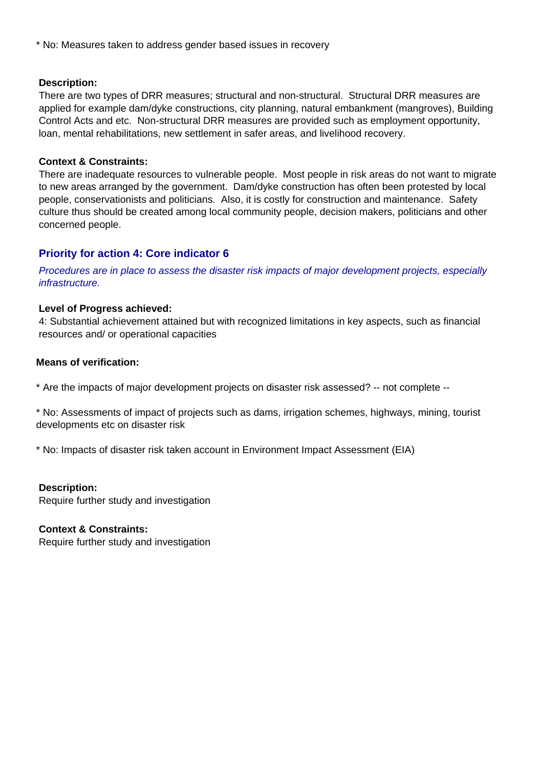* No: Measures taken to address gender based issues in recovery

**Description:**
There are two types of DRR measures; structural and non-structural.  Structural DRR measures are applied for example dam/dyke constructions, city planning, natural embankment (mangroves), Building Control Acts and etc.  Non-structural DRR measures are provided such as employment opportunity, loan, mental rehabilitations, new settlement in safer areas, and livelihood recovery.

**Context & Constraints:**
There are inadequate resources to vulnerable people.  Most people in risk areas do not want to migrate to new areas arranged by the government.  Dam/dyke construction has often been protested by local people, conservationists and politicians.  Also, it is costly for construction and maintenance.  Safety culture thus should be created among local community people, decision makers, politicians and other concerned people.

### Priority for action 4: Core indicator 6

*Procedures are in place to assess the disaster risk impacts of major development projects, especially infrastructure.*

**Level of Progress achieved:**
4: Substantial achievement attained but with recognized limitations in key aspects, such as financial resources and/ or operational capacities

**Means of verification:**

* Are the impacts of major development projects on disaster risk assessed? -- not complete --

* No: Assessments of impact of projects such as dams, irrigation schemes, highways, mining, tourist developments etc on disaster risk

* No: Impacts of disaster risk taken account in Environment Impact Assessment (EIA)

**Description:**
Require further study and investigation

**Context & Constraints:**
Require further study and investigation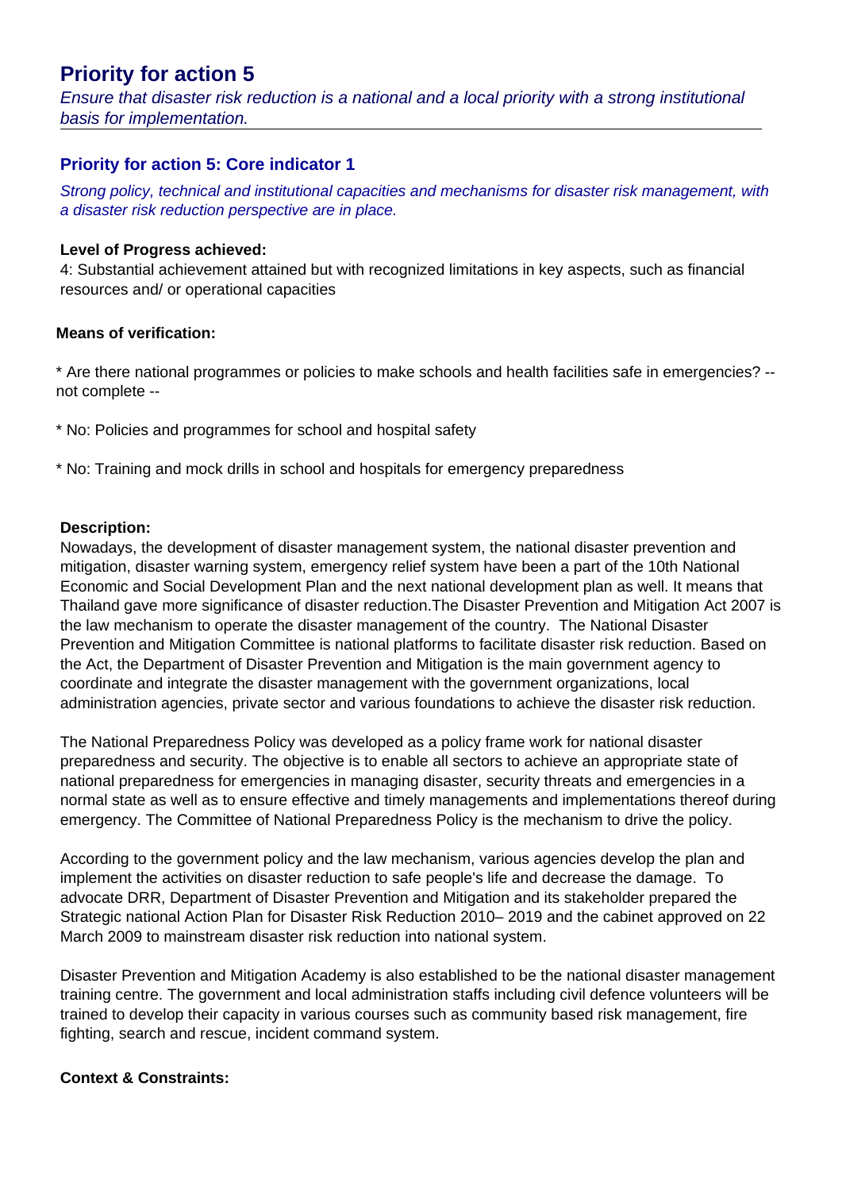# Priority for action 5

*Ensure that disaster risk reduction is a national and a local priority with a strong institutional basis for implementation.*

## Priority for action 5: Core indicator 1

*Strong policy, technical and institutional capacities and mechanisms for disaster risk management, with a disaster risk reduction perspective are in place.*

**Level of Progress achieved:**

4: Substantial achievement attained but with recognized limitations in key aspects, such as financial resources and/ or operational capacities

**Means of verification:**

* Are there national programmes or policies to make schools and health facilities safe in emergencies? -- not complete --

* No: Policies and programmes for school and hospital safety

* No: Training and mock drills in school and hospitals for emergency preparedness

**Description:**

Nowadays, the development of disaster management system, the national disaster prevention and mitigation, disaster warning system, emergency relief system have been a part of the 10th National Economic and Social Development Plan and the next national development plan as well. It means that Thailand gave more significance of disaster reduction.The Disaster Prevention and Mitigation Act 2007 is the law mechanism to operate the disaster management of the country. The National Disaster Prevention and Mitigation Committee is national platforms to facilitate disaster risk reduction. Based on the Act, the Department of Disaster Prevention and Mitigation is the main government agency to coordinate and integrate the disaster management with the government organizations, local administration agencies, private sector and various foundations to achieve the disaster risk reduction.

The National Preparedness Policy was developed as a policy frame work for national disaster preparedness and security. The objective is to enable all sectors to achieve an appropriate state of national preparedness for emergencies in managing disaster, security threats and emergencies in a normal state as well as to ensure effective and timely managements and implementations thereof during emergency. The Committee of National Preparedness Policy is the mechanism to drive the policy.

According to the government policy and the law mechanism, various agencies develop the plan and implement the activities on disaster reduction to safe people's life and decrease the damage. To advocate DRR, Department of Disaster Prevention and Mitigation and its stakeholder prepared the Strategic national Action Plan for Disaster Risk Reduction 2010– 2019 and the cabinet approved on 22 March 2009 to mainstream disaster risk reduction into national system.

Disaster Prevention and Mitigation Academy is also established to be the national disaster management training centre. The government and local administration staffs including civil defence volunteers will be trained to develop their capacity in various courses such as community based risk management, fire fighting, search and rescue, incident command system.

**Context & Constraints:**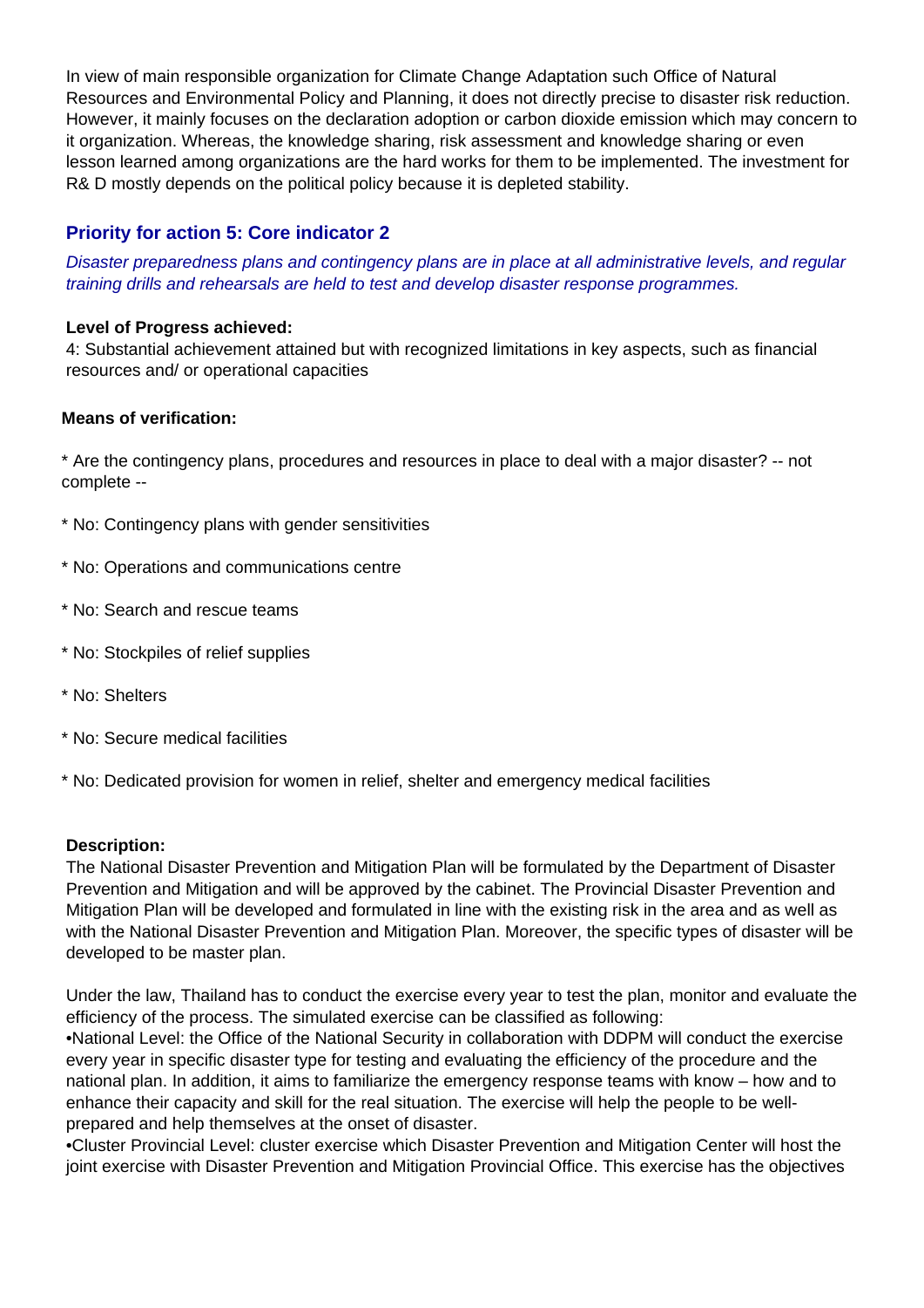In view of main responsible organization for Climate Change Adaptation such Office of Natural Resources and Environmental Policy and Planning, it does not directly precise to disaster risk reduction. However, it mainly focuses on the declaration adoption or carbon dioxide emission which may concern to it organization. Whereas, the knowledge sharing, risk assessment and knowledge sharing or even lesson learned among organizations are the hard works for them to be implemented. The investment for R& D mostly depends on the political policy because it is depleted stability.

### Priority for action 5: Core indicator 2

*Disaster preparedness plans and contingency plans are in place at all administrative levels, and regular training drills and rehearsals are held to test and develop disaster response programmes.*

**Level of Progress achieved:**
4: Substantial achievement attained but with recognized limitations in key aspects, such as financial resources and/ or operational capacities

**Means of verification:**

* Are the contingency plans, procedures and resources in place to deal with a major disaster? -- not complete --

* No: Contingency plans with gender sensitivities

* No: Operations and communications centre

* No: Search and rescue teams

* No: Stockpiles of relief supplies

* No: Shelters

* No: Secure medical facilities

* No: Dedicated provision for women in relief, shelter and emergency medical facilities

**Description:**
The National Disaster Prevention and Mitigation Plan will be formulated by the Department of Disaster Prevention and Mitigation and will be approved by the cabinet. The Provincial Disaster Prevention and Mitigation Plan will be developed and formulated in line with the existing risk in the area and as well as with the National Disaster Prevention and Mitigation Plan. Moreover, the specific types of disaster will be developed to be master plan.

Under the law, Thailand has to conduct the exercise every year to test the plan, monitor and evaluate the efficiency of the process. The simulated exercise can be classified as following:
•National Level: the Office of the National Security in collaboration with DDPM will conduct the exercise every year in specific disaster type for testing and evaluating the efficiency of the procedure and the national plan. In addition, it aims to familiarize the emergency response teams with know – how and to enhance their capacity and skill for the real situation. The exercise will help the people to be well-prepared and help themselves at the onset of disaster.
•Cluster Provincial Level: cluster exercise which Disaster Prevention and Mitigation Center will host the joint exercise with Disaster Prevention and Mitigation Provincial Office. This exercise has the objectives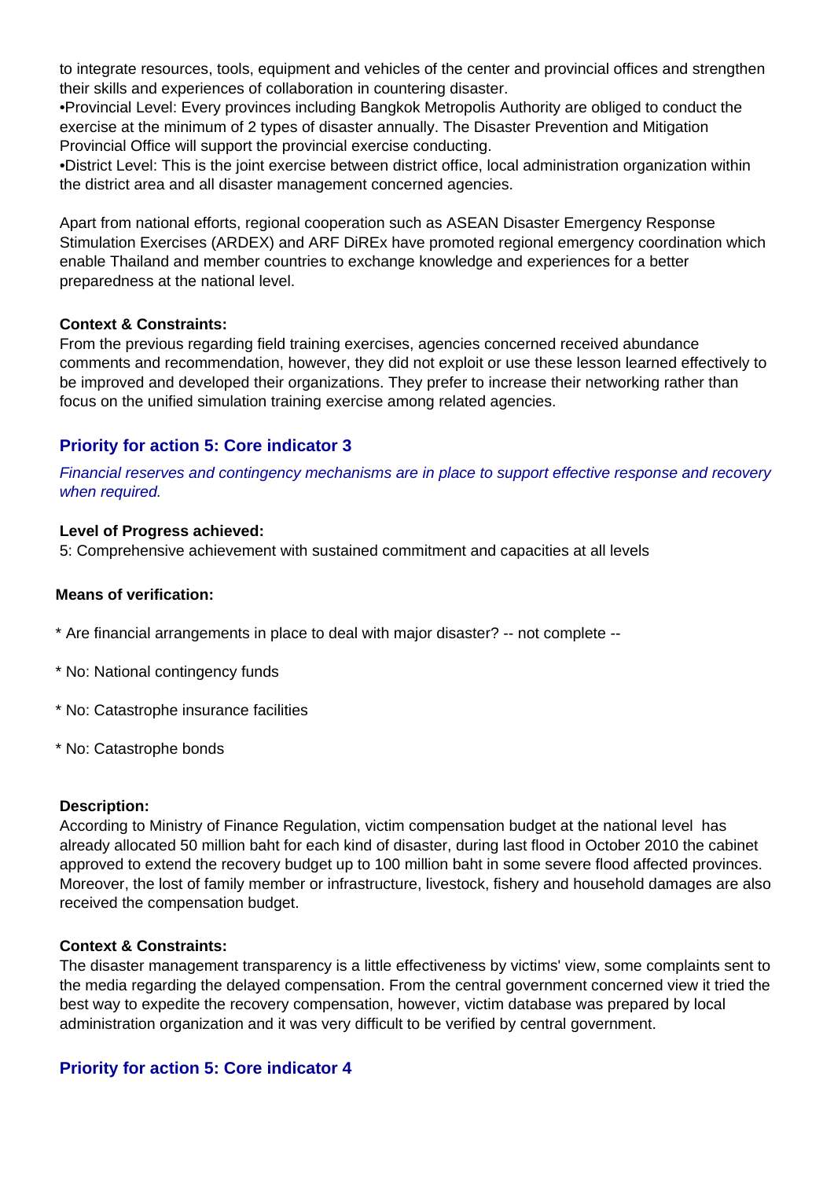to integrate resources, tools, equipment and vehicles of the center and provincial offices and strengthen their skills and experiences of collaboration in countering disaster.

•Provincial Level: Every provinces including Bangkok Metropolis Authority are obliged to conduct the exercise at the minimum of 2 types of disaster annually. The Disaster Prevention and Mitigation Provincial Office will support the provincial exercise conducting.

•District Level: This is the joint exercise between district office, local administration organization within the district area and all disaster management concerned agencies.

Apart from national efforts, regional cooperation such as ASEAN Disaster Emergency Response Stimulation Exercises (ARDEX) and ARF DiREx have promoted regional emergency coordination which enable Thailand and member countries to exchange knowledge and experiences for a better preparedness at the national level.

**Context & Constraints:**

From the previous regarding field training exercises, agencies concerned received abundance comments and recommendation, however, they did not exploit or use these lesson learned effectively to be improved and developed their organizations. They prefer to increase their networking rather than focus on the unified simulation training exercise among related agencies.

### Priority for action 5: Core indicator 3

*Financial reserves and contingency mechanisms are in place to support effective response and recovery when required.*

**Level of Progress achieved:**

5: Comprehensive achievement with sustained commitment and capacities at all levels

**Means of verification:**

* Are financial arrangements in place to deal with major disaster? -- not complete --

* No: National contingency funds

* No: Catastrophe insurance facilities

* No: Catastrophe bonds

**Description:**

According to Ministry of Finance Regulation, victim compensation budget at the national level has already allocated 50 million baht for each kind of disaster, during last flood in October 2010 the cabinet approved to extend the recovery budget up to 100 million baht in some severe flood affected provinces. Moreover, the lost of family member or infrastructure, livestock, fishery and household damages are also received the compensation budget.

**Context & Constraints:**

The disaster management transparency is a little effectiveness by victims' view, some complaints sent to the media regarding the delayed compensation. From the central government concerned view it tried the best way to expedite the recovery compensation, however, victim database was prepared by local administration organization and it was very difficult to be verified by central government.

### Priority for action 5: Core indicator 4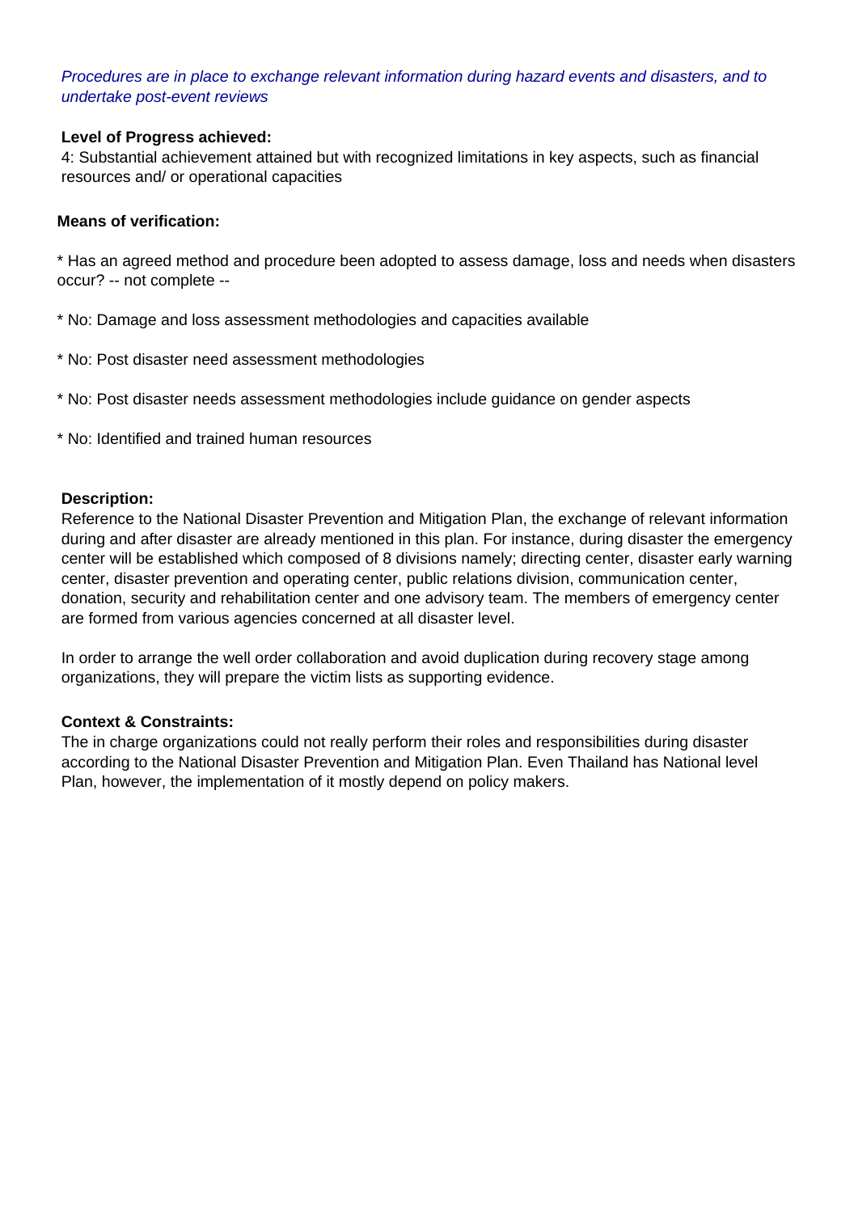*Procedures are in place to exchange relevant information during hazard events and disasters, and to undertake post-event reviews*

**Level of Progress achieved:**

4: Substantial achievement attained but with recognized limitations in key aspects, such as financial resources and/ or operational capacities

**Means of verification:**

* Has an agreed method and procedure been adopted to assess damage, loss and needs when disasters occur? -- not complete --

* No: Damage and loss assessment methodologies and capacities available

* No: Post disaster need assessment methodologies

* No: Post disaster needs assessment methodologies include guidance on gender aspects

* No: Identified and trained human resources

**Description:**

Reference to the National Disaster Prevention and Mitigation Plan, the exchange of relevant information during and after disaster are already mentioned in this plan. For instance, during disaster the emergency center will be established which composed of 8 divisions namely; directing center, disaster early warning center, disaster prevention and operating center, public relations division, communication center, donation, security and rehabilitation center and one advisory team. The members of emergency center are formed from various agencies concerned at all disaster level.

In order to arrange the well order collaboration and avoid duplication during recovery stage among organizations, they will prepare the victim lists as supporting evidence.

**Context & Constraints:**

The in charge organizations could not really perform their roles and responsibilities during disaster according to the National Disaster Prevention and Mitigation Plan. Even Thailand has National level Plan, however, the implementation of it mostly depend on policy makers.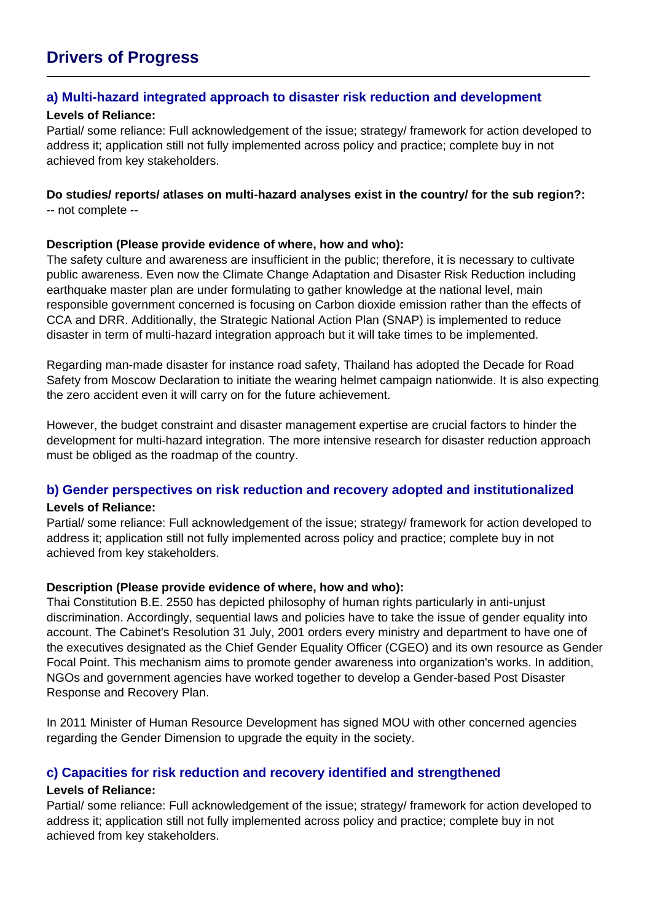# Drivers of Progress

## a) Multi-hazard integrated approach to disaster risk reduction and development

**Levels of Reliance:**

Partial/ some reliance: Full acknowledgement of the issue; strategy/ framework for action developed to address it; application still not fully implemented across policy and practice; complete buy in not achieved from key stakeholders.

**Do studies/ reports/ atlases on multi-hazard analyses exist in the country/ for the sub region?:**

-- not complete --

**Description (Please provide evidence of where, how and who):**

The safety culture and awareness are insufficient in the public; therefore, it is necessary to cultivate public awareness. Even now the Climate Change Adaptation and Disaster Risk Reduction including earthquake master plan are under formulating to gather knowledge at the national level, main responsible government concerned is focusing on Carbon dioxide emission rather than the effects of CCA and DRR. Additionally, the Strategic National Action Plan (SNAP) is implemented to reduce disaster in term of multi-hazard integration approach but it will take times to be implemented.

Regarding man-made disaster for instance road safety, Thailand has adopted the Decade for Road Safety from Moscow Declaration to initiate the wearing helmet campaign nationwide. It is also expecting the zero accident even it will carry on for the future achievement.

However, the budget constraint and disaster management expertise are crucial factors to hinder the development for multi-hazard integration. The more intensive research for disaster reduction approach must be obliged as the roadmap of the country.

## b) Gender perspectives on risk reduction and recovery adopted and institutionalized

**Levels of Reliance:**

Partial/ some reliance: Full acknowledgement of the issue; strategy/ framework for action developed to address it; application still not fully implemented across policy and practice; complete buy in not achieved from key stakeholders.

**Description (Please provide evidence of where, how and who):**

Thai Constitution B.E. 2550 has depicted philosophy of human rights particularly in anti-unjust discrimination. Accordingly, sequential laws and policies have to take the issue of gender equality into account. The Cabinet's Resolution 31 July, 2001 orders every ministry and department to have one of the executives designated as the Chief Gender Equality Officer (CGEO) and its own resource as Gender Focal Point. This mechanism aims to promote gender awareness into organization's works. In addition, NGOs and government agencies have worked together to develop a Gender-based Post Disaster Response and Recovery Plan.

In 2011 Minister of Human Resource Development has signed MOU with other concerned agencies regarding the Gender Dimension to upgrade the equity in the society.

## c) Capacities for risk reduction and recovery identified and strengthened

**Levels of Reliance:**

Partial/ some reliance: Full acknowledgement of the issue; strategy/ framework for action developed to address it; application still not fully implemented across policy and practice; complete buy in not achieved from key stakeholders.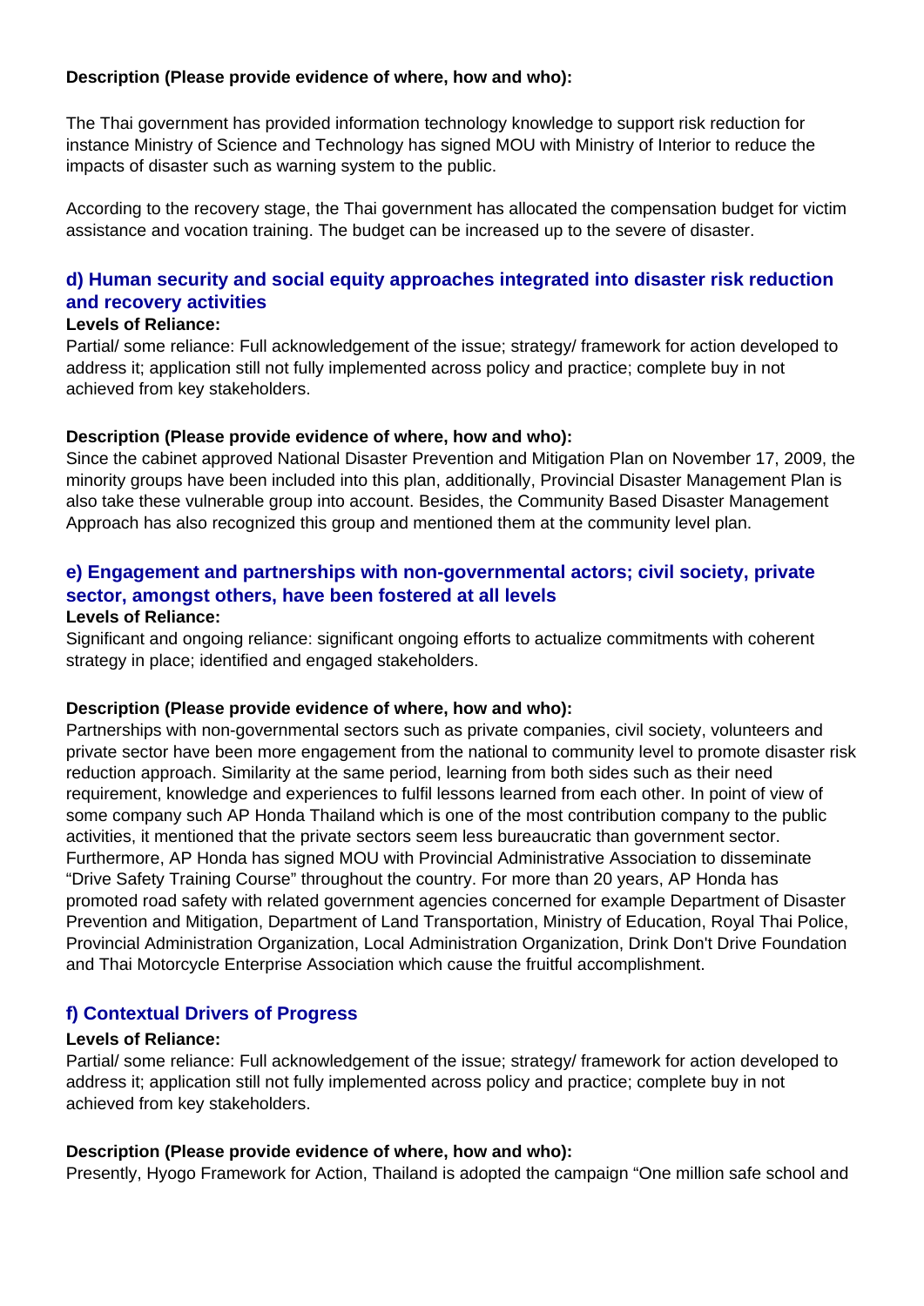**Description (Please provide evidence of where, how and who):**

The Thai government has provided information technology knowledge to support risk reduction for instance Ministry of Science and Technology has signed MOU with Ministry of Interior to reduce the impacts of disaster such as warning system to the public.

According to the recovery stage, the Thai government has allocated the compensation budget for victim assistance and vocation training. The budget can be increased up to the severe of disaster.

### d) Human security and social equity approaches integrated into disaster risk reduction and recovery activities

**Levels of Reliance:**

Partial/ some reliance: Full acknowledgement of the issue; strategy/ framework for action developed to address it; application still not fully implemented across policy and practice; complete buy in not achieved from key stakeholders.

**Description (Please provide evidence of where, how and who):**

Since the cabinet approved National Disaster Prevention and Mitigation Plan on November 17, 2009, the minority groups have been included into this plan, additionally, Provincial Disaster Management Plan is also take these vulnerable group into account. Besides, the Community Based Disaster Management Approach has also recognized this group and mentioned them at the community level plan.

### e) Engagement and partnerships with non-governmental actors; civil society, private sector, amongst others, have been fostered at all levels

**Levels of Reliance:**

Significant and ongoing reliance: significant ongoing efforts to actualize commitments with coherent strategy in place; identified and engaged stakeholders.

**Description (Please provide evidence of where, how and who):**

Partnerships with non-governmental sectors such as private companies, civil society, volunteers and private sector have been more engagement from the national to community level to promote disaster risk reduction approach. Similarity at the same period, learning from both sides such as their need requirement, knowledge and experiences to fulfil lessons learned from each other. In point of view of some company such AP Honda Thailand which is one of the most contribution company to the public activities, it mentioned that the private sectors seem less bureaucratic than government sector. Furthermore, AP Honda has signed MOU with Provincial Administrative Association to disseminate "Drive Safety Training Course" throughout the country. For more than 20 years, AP Honda has promoted road safety with related government agencies concerned for example Department of Disaster Prevention and Mitigation, Department of Land Transportation, Ministry of Education, Royal Thai Police, Provincial Administration Organization, Local Administration Organization, Drink Don't Drive Foundation and Thai Motorcycle Enterprise Association which cause the fruitful accomplishment.

### f) Contextual Drivers of Progress

**Levels of Reliance:**

Partial/ some reliance: Full acknowledgement of the issue; strategy/ framework for action developed to address it; application still not fully implemented across policy and practice; complete buy in not achieved from key stakeholders.

**Description (Please provide evidence of where, how and who):**

Presently, Hyogo Framework for Action, Thailand is adopted the campaign "One million safe school and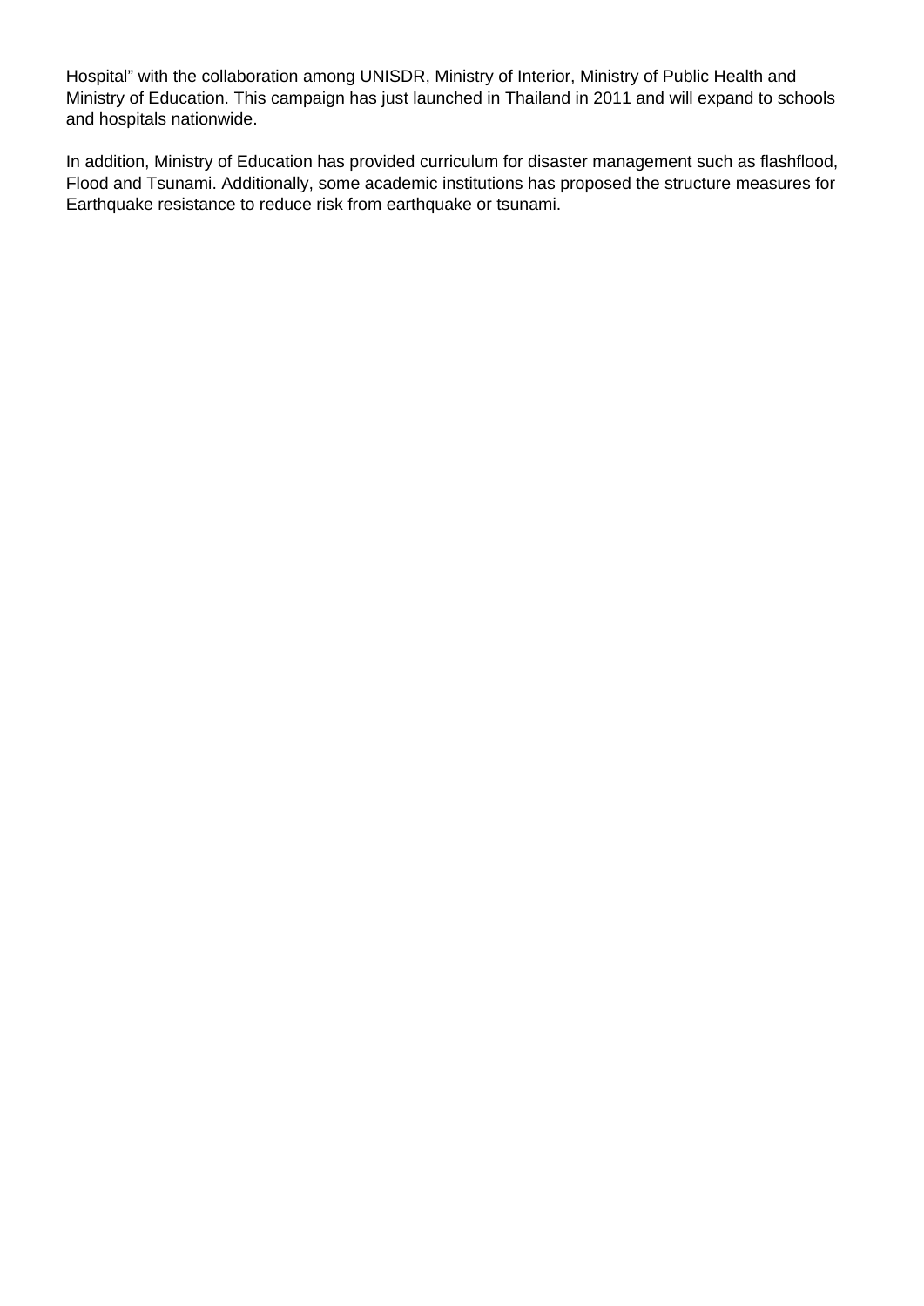Hospital" with the collaboration among UNISDR, Ministry of Interior, Ministry of Public Health and Ministry of Education. This campaign has just launched in Thailand in 2011 and will expand to schools and hospitals nationwide.

In addition, Ministry of Education has provided curriculum for disaster management such as flashflood, Flood and Tsunami. Additionally, some academic institutions has proposed the structure measures for Earthquake resistance to reduce risk from earthquake or tsunami.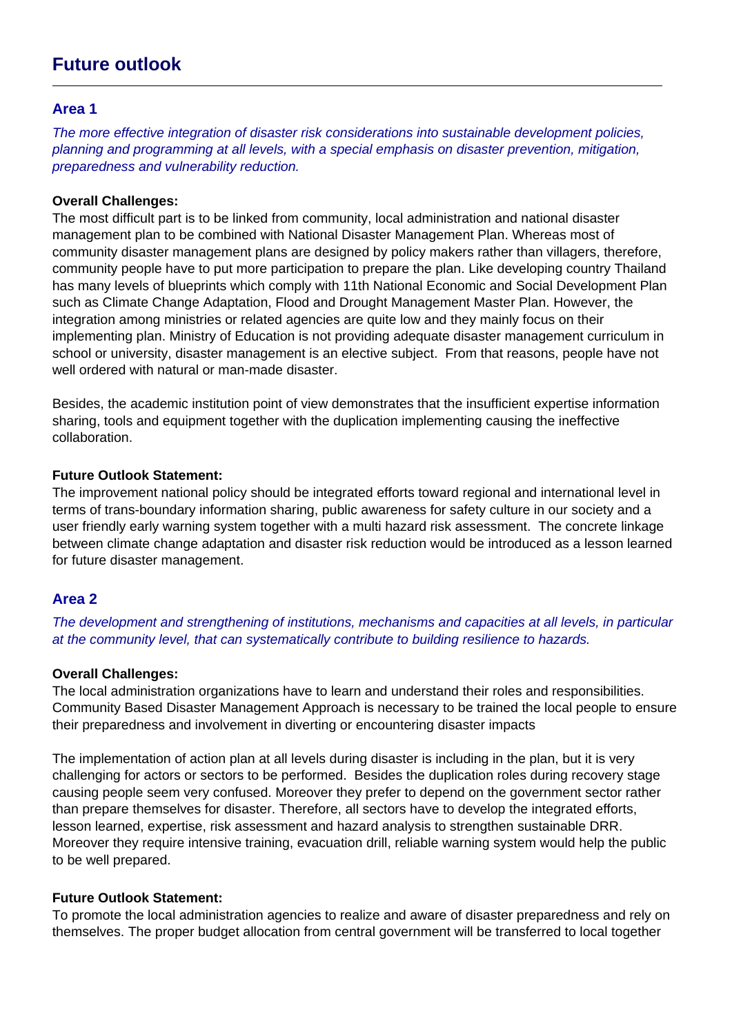# Future outlook

## Area 1

*The more effective integration of disaster risk considerations into sustainable development policies, planning and programming at all levels, with a special emphasis on disaster prevention, mitigation, preparedness and vulnerability reduction.*

**Overall Challenges:**

The most difficult part is to be linked from community, local administration and national disaster management plan to be combined with National Disaster Management Plan. Whereas most of community disaster management plans are designed by policy makers rather than villagers, therefore, community people have to put more participation to prepare the plan. Like developing country Thailand has many levels of blueprints which comply with 11th National Economic and Social Development Plan such as Climate Change Adaptation, Flood and Drought Management Master Plan. However, the integration among ministries or related agencies are quite low and they mainly focus on their implementing plan. Ministry of Education is not providing adequate disaster management curriculum in school or university, disaster management is an elective subject. From that reasons, people have not well ordered with natural or man-made disaster.

Besides, the academic institution point of view demonstrates that the insufficient expertise information sharing, tools and equipment together with the duplication implementing causing the ineffective collaboration.

**Future Outlook Statement:**

The improvement national policy should be integrated efforts toward regional and international level in terms of trans-boundary information sharing, public awareness for safety culture in our society and a user friendly early warning system together with a multi hazard risk assessment. The concrete linkage between climate change adaptation and disaster risk reduction would be introduced as a lesson learned for future disaster management.

## Area 2

*The development and strengthening of institutions, mechanisms and capacities at all levels, in particular at the community level, that can systematically contribute to building resilience to hazards.*

**Overall Challenges:**

The local administration organizations have to learn and understand their roles and responsibilities. Community Based Disaster Management Approach is necessary to be trained the local people to ensure their preparedness and involvement in diverting or encountering disaster impacts

The implementation of action plan at all levels during disaster is including in the plan, but it is very challenging for actors or sectors to be performed. Besides the duplication roles during recovery stage causing people seem very confused. Moreover they prefer to depend on the government sector rather than prepare themselves for disaster. Therefore, all sectors have to develop the integrated efforts, lesson learned, expertise, risk assessment and hazard analysis to strengthen sustainable DRR. Moreover they require intensive training, evacuation drill, reliable warning system would help the public to be well prepared.

**Future Outlook Statement:**

To promote the local administration agencies to realize and aware of disaster preparedness and rely on themselves. The proper budget allocation from central government will be transferred to local together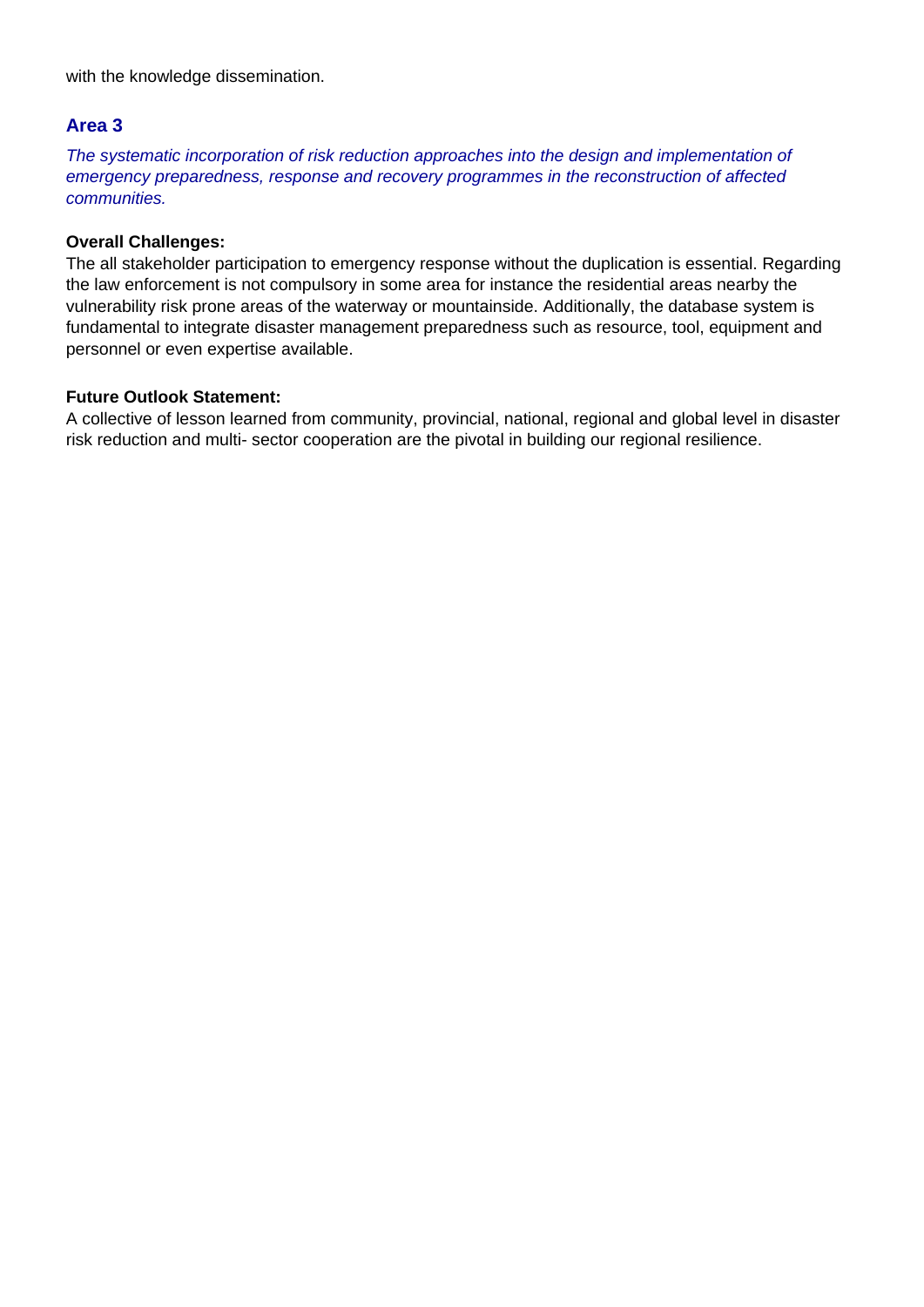with the knowledge dissemination.

## Area 3

*The systematic incorporation of risk reduction approaches into the design and implementation of emergency preparedness, response and recovery programmes in the reconstruction of affected communities.*

**Overall Challenges:**

The all stakeholder participation to emergency response without the duplication is essential. Regarding the law enforcement is not compulsory in some area for instance the residential areas nearby the vulnerability risk prone areas of the waterway or mountainside. Additionally, the database system is fundamental to integrate disaster management preparedness such as resource, tool, equipment and personnel or even expertise available.

**Future Outlook Statement:**

A collective of lesson learned from community, provincial, national, regional and global level in disaster risk reduction and multi- sector cooperation are the pivotal in building our regional resilience.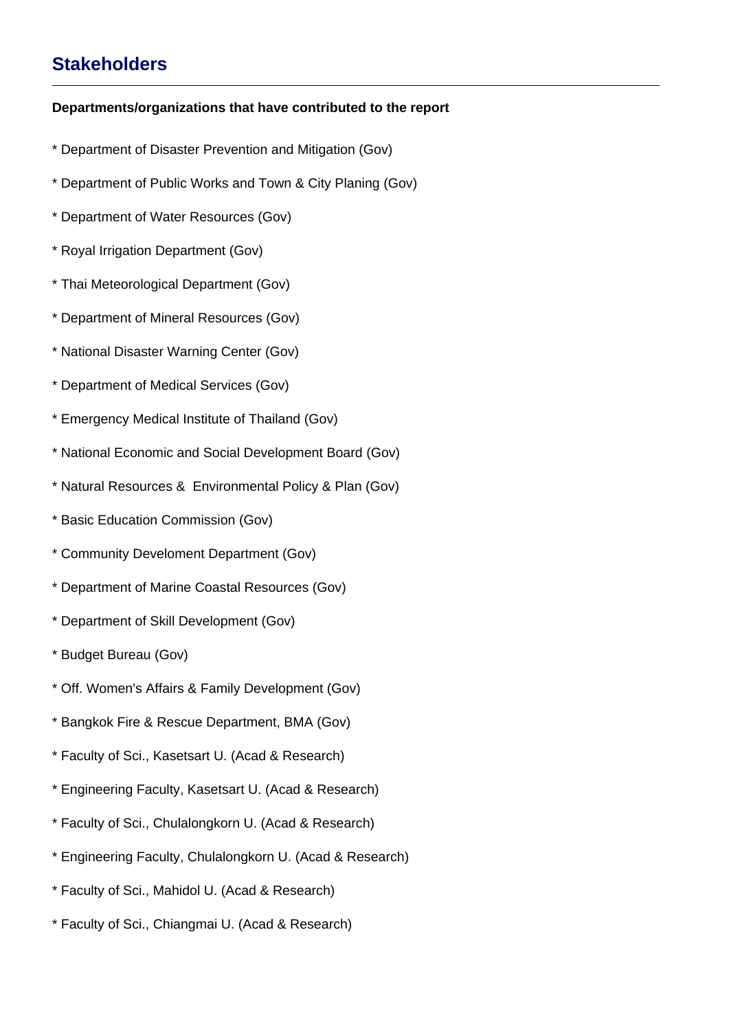## Stakeholders

**Departments/organizations that have contributed to the report**

* Department of Disaster Prevention and Mitigation (Gov)

* Department of Public Works and Town & City Planing (Gov)

* Department of Water Resources (Gov)

* Royal Irrigation Department (Gov)

* Thai Meteorological Department (Gov)

* Department of Mineral Resources (Gov)

* National Disaster Warning Center (Gov)

* Department of Medical Services (Gov)

* Emergency Medical Institute of Thailand (Gov)

* National Economic and Social Development Board (Gov)

* Natural Resources &  Environmental Policy & Plan (Gov)

* Basic Education Commission (Gov)

* Community Develoment Department (Gov)

* Department of Marine Coastal Resources (Gov)

* Department of Skill Development (Gov)

* Budget Bureau (Gov)

* Off. Women's Affairs & Family Development (Gov)

* Bangkok Fire & Rescue Department, BMA (Gov)

* Faculty of Sci., Kasetsart U. (Acad & Research)

* Engineering Faculty, Kasetsart U. (Acad & Research)

* Faculty of Sci., Chulalongkorn U. (Acad & Research)

* Engineering Faculty, Chulalongkorn U. (Acad & Research)

* Faculty of Sci., Mahidol U. (Acad & Research)

* Faculty of Sci., Chiangmai U. (Acad & Research)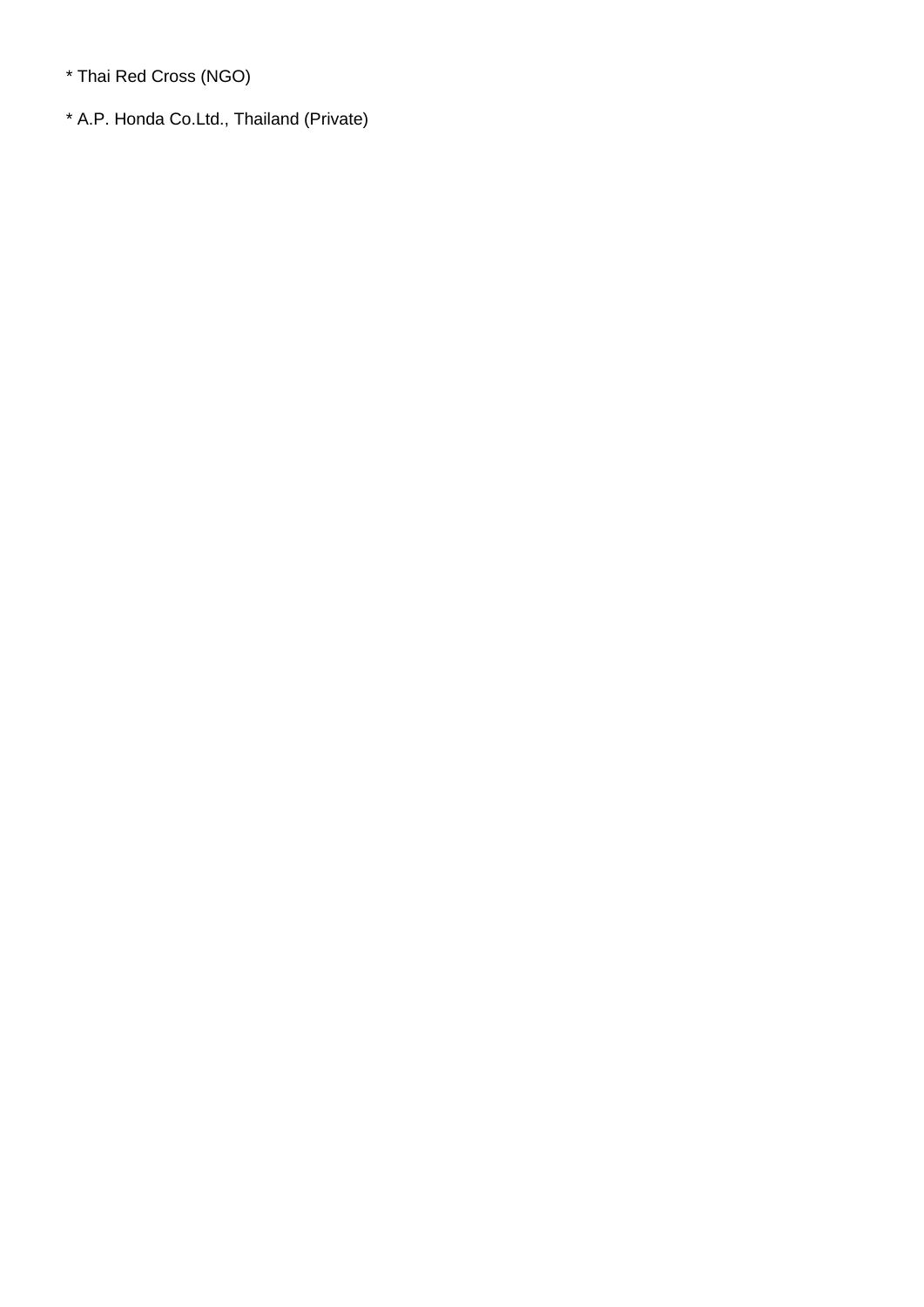* Thai Red Cross (NGO)

* A.P. Honda Co.Ltd., Thailand (Private)